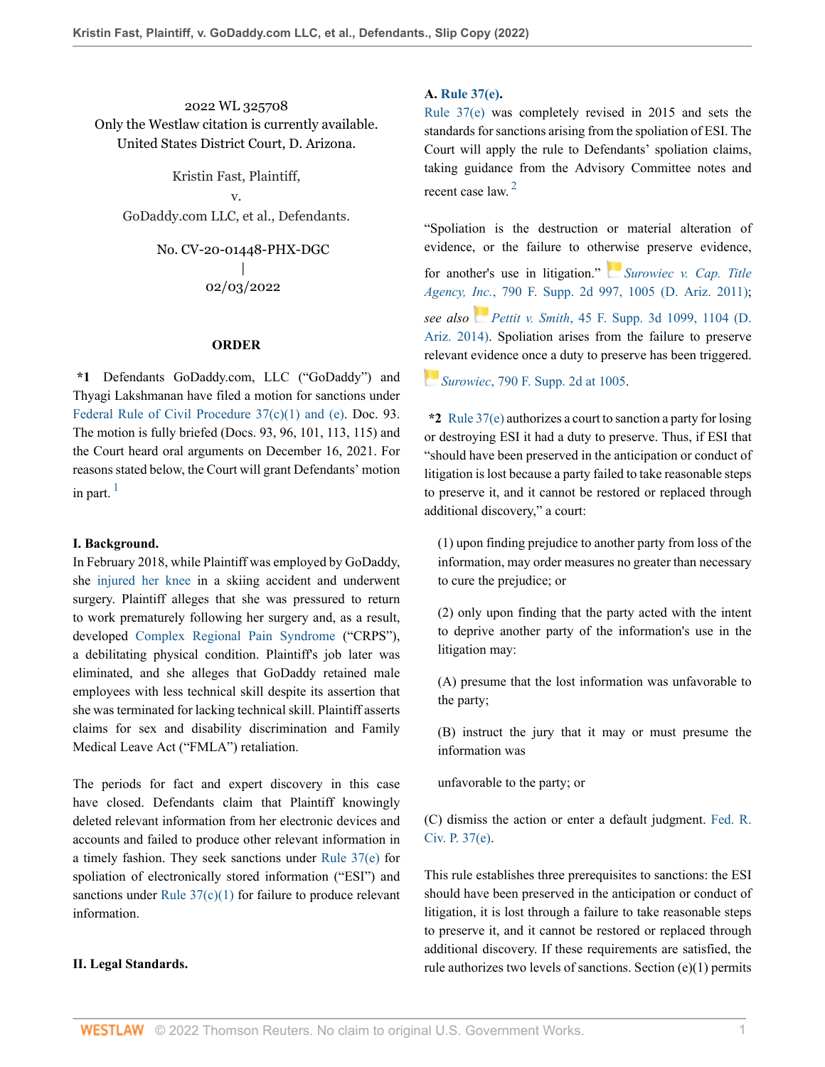2022 WL 325708
Only the Westlaw citation is currently available.
United States District Court, D. Arizona.

Kristin Fast, Plaintiff,
v.
GoDaddy.com LLC, et al., Defendants.

No. CV-20-01448-PHX-DGC
|
02/03/2022

## ORDER

**\*1** Defendants GoDaddy.com, LLC ("GoDaddy") and Thyagi Lakshmanan have filed a motion for sanctions under Federal Rule of Civil Procedure 37(c)(1) and (e). Doc. 93. The motion is fully briefed (Docs. 93, 96, 101, 113, 115) and the Court heard oral arguments on December 16, 2021. For reasons stated below, the Court will grant Defendants' motion in part. [1]

### I. Background.

In February 2018, while Plaintiff was employed by GoDaddy, she injured her knee in a skiing accident and underwent surgery. Plaintiff alleges that she was pressured to return to work prematurely following her surgery and, as a result, developed Complex Regional Pain Syndrome ("CRPS"), a debilitating physical condition. Plaintiff's job later was eliminated, and she alleges that GoDaddy retained male employees with less technical skill despite its assertion that she was terminated for lacking technical skill. Plaintiff asserts claims for sex and disability discrimination and Family Medical Leave Act ("FMLA") retaliation.

The periods for fact and expert discovery in this case have closed. Defendants claim that Plaintiff knowingly deleted relevant information from her electronic devices and accounts and failed to produce other relevant information in a timely fashion. They seek sanctions under Rule 37(e) for spoliation of electronically stored information ("ESI") and sanctions under Rule 37(c)(1) for failure to produce relevant information.

### II. Legal Standards.

#### A. Rule 37(e).

Rule 37(e) was completely revised in 2015 and sets the standards for sanctions arising from the spoliation of ESI. The Court will apply the rule to Defendants' spoliation claims, taking guidance from the Advisory Committee notes and recent case law. [2]

"Spoliation is the destruction or material alteration of evidence, or the failure to otherwise preserve evidence, for another's use in litigation." *Surowiec v. Cap. Title Agency, Inc.*, 790 F. Supp. 2d 997, 1005 (D. Ariz. 2011); *see also* *Pettit v. Smith*, 45 F. Supp. 3d 1099, 1104 (D. Ariz. 2014). Spoliation arises from the failure to preserve relevant evidence once a duty to preserve has been triggered. *Surowiec*, 790 F. Supp. 2d at 1005.

**\*2** Rule 37(e) authorizes a court to sanction a party for losing or destroying ESI it had a duty to preserve. Thus, if ESI that "should have been preserved in the anticipation or conduct of litigation is lost because a party failed to take reasonable steps to preserve it, and it cannot be restored or replaced through additional discovery," a court:

> (1) upon finding prejudice to another party from loss of the information, may order measures no greater than necessary to cure the prejudice; or
>
> (2) only upon finding that the party acted with the intent to deprive another party of the information's use in the litigation may:
>
> (A) presume that the lost information was unfavorable to the party;
>
> (B) instruct the jury that it may or must presume the information was
>
> unfavorable to the party; or

(C) dismiss the action or enter a default judgment. Fed. R. Civ. P. 37(e).

This rule establishes three prerequisites to sanctions: the ESI should have been preserved in the anticipation or conduct of litigation, it is lost through a failure to take reasonable steps to preserve it, and it cannot be restored or replaced through additional discovery. If these requirements are satisfied, the rule authorizes two levels of sanctions. Section (e)(1) permits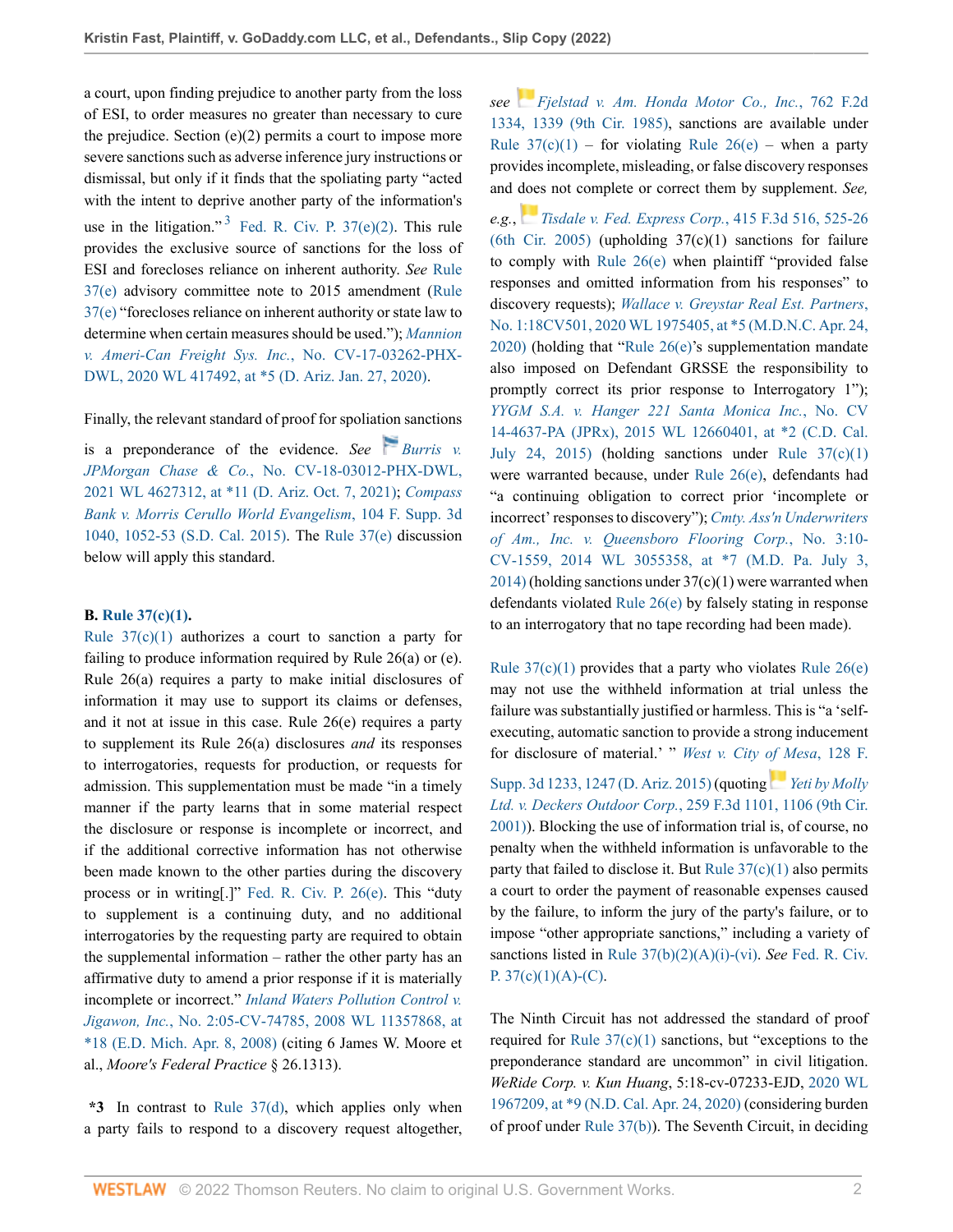a court, upon finding prejudice to another party from the loss of ESI, to order measures no greater than necessary to cure the prejudice. Section (e)(2) permits a court to impose more severe sanctions such as adverse inference jury instructions or dismissal, but only if it finds that the spoliating party "acted with the intent to deprive another party of the information's use in the litigation."[3] Fed. R. Civ. P. 37(e)(2). This rule provides the exclusive source of sanctions for the loss of ESI and forecloses reliance on inherent authority. *See* Rule 37(e) advisory committee note to 2015 amendment (Rule 37(e) "forecloses reliance on inherent authority or state law to determine when certain measures should be used."); *Mannion v. Ameri-Can Freight Sys. Inc.*, No. CV-17-03262-PHX-DWL, 2020 WL 417492, at *5 (D. Ariz. Jan. 27, 2020).

Finally, the relevant standard of proof for spoliation sanctions is a preponderance of the evidence. *See* *Burris v. JPMorgan Chase & Co.*, No. CV-18-03012-PHX-DWL, 2021 WL 4627312, at *11 (D. Ariz. Oct. 7, 2021); *Compass Bank v. Morris Cerullo World Evangelism*, 104 F. Supp. 3d 1040, 1052-53 (S.D. Cal. 2015). The Rule 37(e) discussion below will apply this standard.

**B. Rule 37(c)(1).**

Rule 37(c)(1) authorizes a court to sanction a party for failing to produce information required by Rule 26(a) or (e). Rule 26(a) requires a party to make initial disclosures of information it may use to support its claims or defenses, and it not at issue in this case. Rule 26(e) requires a party to supplement its Rule 26(a) disclosures *and* its responses to interrogatories, requests for production, or requests for admission. This supplementation must be made "in a timely manner if the party learns that in some material respect the disclosure or response is incomplete or incorrect, and if the additional corrective information has not otherwise been made known to the other parties during the discovery process or in writing[.]" Fed. R. Civ. P. 26(e). This "duty to supplement is a continuing duty, and no additional interrogatories by the requesting party are required to obtain the supplemental information – rather the other party has an affirmative duty to amend a prior response if it is materially incomplete or incorrect." *Inland Waters Pollution Control v. Jigawon, Inc.*, No. 2:05-CV-74785, 2008 WL 11357868, at *18 (E.D. Mich. Apr. 8, 2008) (citing 6 James W. Moore et al., *Moore's Federal Practice* § 26.1313).

**\*3** In contrast to Rule 37(d), which applies only when a party fails to respond to a discovery request altogether, *see* *Fjelstad v. Am. Honda Motor Co., Inc.*, 762 F.2d 1334, 1339 (9th Cir. 1985), sanctions are available under Rule 37(c)(1) – for violating Rule 26(e) – when a party provides incomplete, misleading, or false discovery responses and does not complete or correct them by supplement. *See, e.g.*, *Tisdale v. Fed. Express Corp.*, 415 F.3d 516, 525-26 (6th Cir. 2005) (upholding 37(c)(1) sanctions for failure to comply with Rule 26(e) when plaintiff "provided false responses and omitted information from his responses" to discovery requests); *Wallace v. Greystar Real Est. Partners*, No. 1:18CV501, 2020 WL 1975405, at *5 (M.D.N.C. Apr. 24, 2020) (holding that "Rule 26(e)'s supplementation mandate also imposed on Defendant GRSSE the responsibility to promptly correct its prior response to Interrogatory 1"); *YYGM S.A. v. Hanger 221 Santa Monica Inc.*, No. CV 14-4637-PA (JPRx), 2015 WL 12660401, at *2 (C.D. Cal. July 24, 2015) (holding sanctions under Rule 37(c)(1) were warranted because, under Rule 26(e), defendants had "a continuing obligation to correct prior 'incomplete or incorrect' responses to discovery"); *Cmty. Ass'n Underwriters of Am., Inc. v. Queensboro Flooring Corp.*, No. 3:10-CV-1559, 2014 WL 3055358, at *7 (M.D. Pa. July 3, 2014) (holding sanctions under 37(c)(1) were warranted when defendants violated Rule 26(e) by falsely stating in response to an interrogatory that no tape recording had been made).

Rule 37(c)(1) provides that a party who violates Rule 26(e) may not use the withheld information at trial unless the failure was substantially justified or harmless. This is "a 'self-executing, automatic sanction to provide a strong inducement for disclosure of material.' " *West v. City of Mesa*, 128 F. Supp. 3d 1233, 1247 (D. Ariz. 2015) (quoting *Yeti by Molly Ltd. v. Deckers Outdoor Corp.*, 259 F.3d 1101, 1106 (9th Cir. 2001)). Blocking the use of information trial is, of course, no penalty when the withheld information is unfavorable to the party that failed to disclose it. But Rule 37(c)(1) also permits a court to order the payment of reasonable expenses caused by the failure, to inform the jury of the party's failure, or to impose "other appropriate sanctions," including a variety of sanctions listed in Rule 37(b)(2)(A)(i)-(vi). *See* Fed. R. Civ. P. 37(c)(1)(A)-(C).

The Ninth Circuit has not addressed the standard of proof required for Rule 37(c)(1) sanctions, but "exceptions to the preponderance standard are uncommon" in civil litigation. *WeRide Corp. v. Kun Huang*, 5:18-cv-07233-EJD, 2020 WL 1967209, at *9 (N.D. Cal. Apr. 24, 2020) (considering burden of proof under Rule 37(b)). The Seventh Circuit, in deciding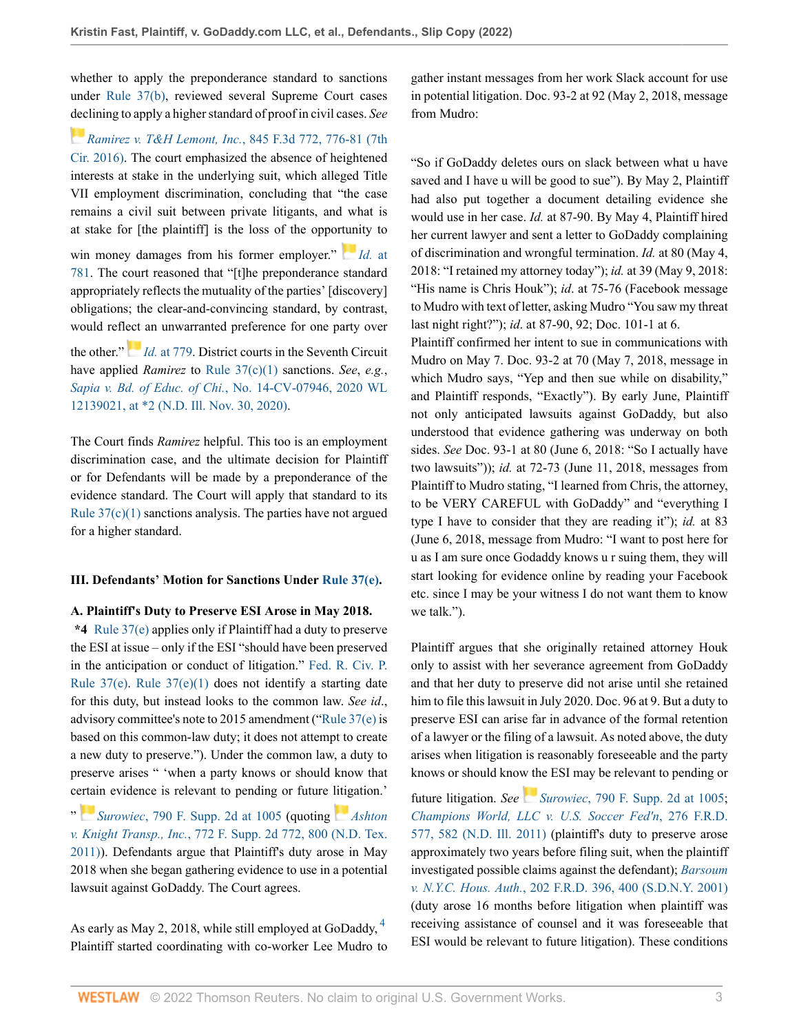whether to apply the preponderance standard to sanctions under Rule 37(b), reviewed several Supreme Court cases declining to apply a higher standard of proof in civil cases. *See* *Ramirez v. T&H Lemont, Inc.*, 845 F.3d 772, 776-81 (7th Cir. 2016). The court emphasized the absence of heightened interests at stake in the underlying suit, which alleged Title VII employment discrimination, concluding that "the case remains a civil suit between private litigants, and what is at stake for [the plaintiff] is the loss of the opportunity to win money damages from his former employer." *Id.* at 781. The court reasoned that "[t]he preponderance standard appropriately reflects the mutuality of the parties' [discovery] obligations; the clear-and-convincing standard, by contrast, would reflect an unwarranted preference for one party over the other." *Id.* at 779. District courts in the Seventh Circuit have applied *Ramirez* to Rule 37(c)(1) sanctions. *See*, *e.g.*, *Sapia v. Bd. of Educ. of Chi.*, No. 14-CV-07946, 2020 WL 12139021, at *2 (N.D. Ill. Nov. 30, 2020).

The Court finds *Ramirez* helpful. This too is an employment discrimination case, and the ultimate decision for Plaintiff or for Defendants will be made by a preponderance of the evidence standard. The Court will apply that standard to its Rule 37(c)(1) sanctions analysis. The parties have not argued for a higher standard.

### III. Defendants' Motion for Sanctions Under Rule 37(e).

#### A. Plaintiff's Duty to Preserve ESI Arose in May 2018.

**\*4** Rule 37(e) applies only if Plaintiff had a duty to preserve the ESI at issue – only if the ESI "should have been preserved in the anticipation or conduct of litigation." Fed. R. Civ. P. Rule 37(e). Rule 37(e)(1) does not identify a starting date for this duty, but instead looks to the common law. *See id*., advisory committee's note to 2015 amendment ("Rule 37(e) is based on this common-law duty; it does not attempt to create a new duty to preserve."). Under the common law, a duty to preserve arises " 'when a party knows or should know that certain evidence is relevant to pending or future litigation.' " *Surowiec*, 790 F. Supp. 2d at 1005 (quoting *Ashton v. Knight Transp., Inc.*, 772 F. Supp. 2d 772, 800 (N.D. Tex. 2011)). Defendants argue that Plaintiff's duty arose in May 2018 when she began gathering evidence to use in a potential lawsuit against GoDaddy. The Court agrees.

As early as May 2, 2018, while still employed at GoDaddy, [4] Plaintiff started coordinating with co-worker Lee Mudro to gather instant messages from her work Slack account for use in potential litigation. Doc. 93-2 at 92 (May 2, 2018, message from Mudro:

"So if GoDaddy deletes ours on slack between what u have saved and I have u will be good to sue"). By May 2, Plaintiff had also put together a document detailing evidence she would use in her case. *Id.* at 87-90. By May 4, Plaintiff hired her current lawyer and sent a letter to GoDaddy complaining of discrimination and wrongful termination. *Id.* at 80 (May 4, 2018: "I retained my attorney today"); *id.* at 39 (May 9, 2018: "His name is Chris Houk"); *id*. at 75-76 (Facebook message to Mudro with text of letter, asking Mudro "You saw my threat last night right?"); *id*. at 87-90, 92; Doc. 101-1 at 6.

Plaintiff confirmed her intent to sue in communications with Mudro on May 7. Doc. 93-2 at 70 (May 7, 2018, message in which Mudro says, "Yep and then sue while on disability," and Plaintiff responds, "Exactly"). By early June, Plaintiff not only anticipated lawsuits against GoDaddy, but also understood that evidence gathering was underway on both sides. *See* Doc. 93-1 at 80 (June 6, 2018: "So I actually have two lawsuits")); *id.* at 72-73 (June 11, 2018, messages from Plaintiff to Mudro stating, "I learned from Chris, the attorney, to be VERY CAREFUL with GoDaddy" and "everything I type I have to consider that they are reading it"); *id.* at 83 (June 6, 2018, message from Mudro: "I want to post here for u as I am sure once Godaddy knows u r suing them, they will start looking for evidence online by reading your Facebook etc. since I may be your witness I do not want them to know we talk.").

Plaintiff argues that she originally retained attorney Houk only to assist with her severance agreement from GoDaddy and that her duty to preserve did not arise until she retained him to file this lawsuit in July 2020. Doc. 96 at 9. But a duty to preserve ESI can arise far in advance of the formal retention of a lawyer or the filing of a lawsuit. As noted above, the duty arises when litigation is reasonably foreseeable and the party knows or should know the ESI may be relevant to pending or future litigation. *See* *Surowiec*, 790 F. Supp. 2d at 1005; *Champions World, LLC v. U.S. Soccer Fed'n*, 276 F.R.D. 577, 582 (N.D. Ill. 2011) (plaintiff's duty to preserve arose approximately two years before filing suit, when the plaintiff investigated possible claims against the defendant); *Barsoum v. N.Y.C. Hous. Auth.*, 202 F.R.D. 396, 400 (S.D.N.Y. 2001) (duty arose 16 months before litigation when plaintiff was receiving assistance of counsel and it was foreseeable that ESI would be relevant to future litigation). These conditions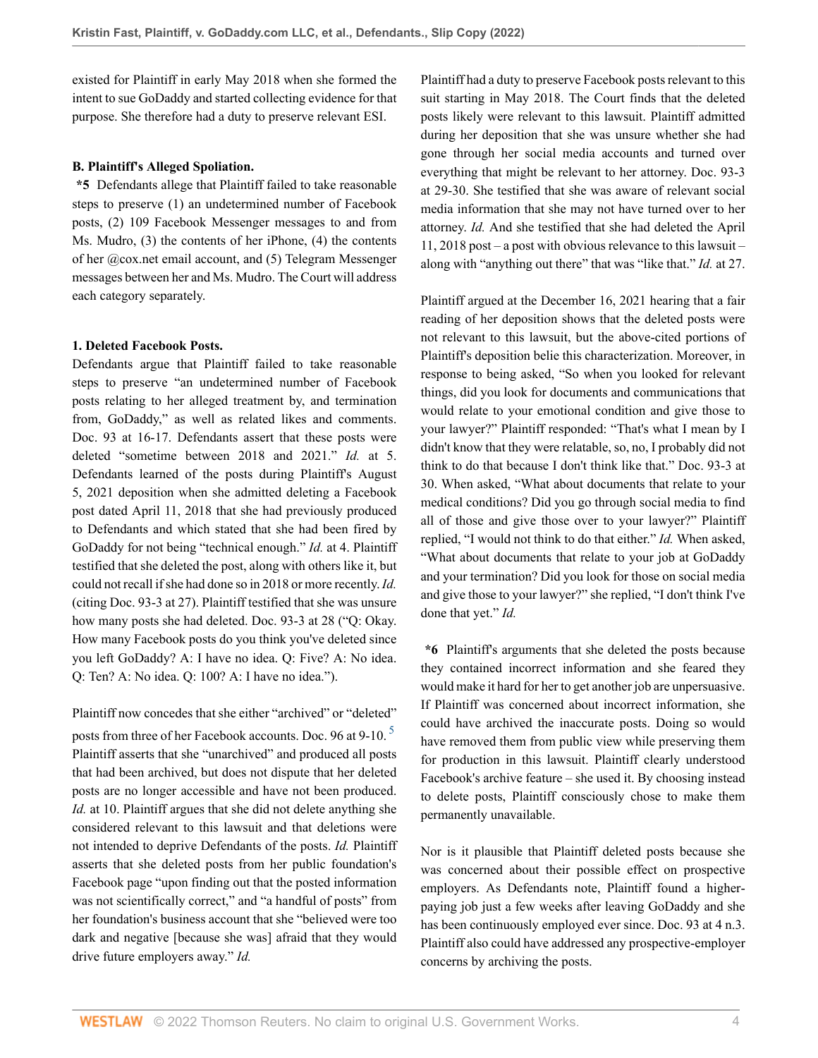existed for Plaintiff in early May 2018 when she formed the intent to sue GoDaddy and started collecting evidence for that purpose. She therefore had a duty to preserve relevant ESI.

### B. Plaintiff's Alleged Spoliation.

**\*5** Defendants allege that Plaintiff failed to take reasonable steps to preserve (1) an undetermined number of Facebook posts, (2) 109 Facebook Messenger messages to and from Ms. Mudro, (3) the contents of her iPhone, (4) the contents of her @cox.net email account, and (5) Telegram Messenger messages between her and Ms. Mudro. The Court will address each category separately.

#### 1. Deleted Facebook Posts.

Defendants argue that Plaintiff failed to take reasonable steps to preserve "an undetermined number of Facebook posts relating to her alleged treatment by, and termination from, GoDaddy," as well as related likes and comments. Doc. 93 at 16-17. Defendants assert that these posts were deleted "sometime between 2018 and 2021." *Id.* at 5. Defendants learned of the posts during Plaintiff's August 5, 2021 deposition when she admitted deleting a Facebook post dated April 11, 2018 that she had previously produced to Defendants and which stated that she had been fired by GoDaddy for not being "technical enough." *Id.* at 4. Plaintiff testified that she deleted the post, along with others like it, but could not recall if she had done so in 2018 or more recently. *Id.* (citing Doc. 93-3 at 27). Plaintiff testified that she was unsure how many posts she had deleted. Doc. 93-3 at 28 ("Q: Okay. How many Facebook posts do you think you've deleted since you left GoDaddy? A: I have no idea. Q: Five? A: No idea. Q: Ten? A: No idea. Q: 100? A: I have no idea.").

Plaintiff now concedes that she either "archived" or "deleted" posts from three of her Facebook accounts. Doc. 96 at 9-10. [5] Plaintiff asserts that she "unarchived" and produced all posts that had been archived, but does not dispute that her deleted posts are no longer accessible and have not been produced. *Id.* at 10. Plaintiff argues that she did not delete anything she considered relevant to this lawsuit and that deletions were not intended to deprive Defendants of the posts. *Id.* Plaintiff asserts that she deleted posts from her public foundation's Facebook page "upon finding out that the posted information was not scientifically correct," and "a handful of posts" from her foundation's business account that she "believed were too dark and negative [because she was] afraid that they would drive future employers away." *Id.*

Plaintiff had a duty to preserve Facebook posts relevant to this suit starting in May 2018. The Court finds that the deleted posts likely were relevant to this lawsuit. Plaintiff admitted during her deposition that she was unsure whether she had gone through her social media accounts and turned over everything that might be relevant to her attorney. Doc. 93-3 at 29-30. She testified that she was aware of relevant social media information that she may not have turned over to her attorney. *Id.* And she testified that she had deleted the April 11, 2018 post – a post with obvious relevance to this lawsuit – along with "anything out there" that was "like that." *Id.* at 27.

Plaintiff argued at the December 16, 2021 hearing that a fair reading of her deposition shows that the deleted posts were not relevant to this lawsuit, but the above-cited portions of Plaintiff's deposition belie this characterization. Moreover, in response to being asked, "So when you looked for relevant things, did you look for documents and communications that would relate to your emotional condition and give those to your lawyer?" Plaintiff responded: "That's what I mean by I didn't know that they were relatable, so, no, I probably did not think to do that because I don't think like that." Doc. 93-3 at 30. When asked, "What about documents that relate to your medical conditions? Did you go through social media to find all of those and give those over to your lawyer?" Plaintiff replied, "I would not think to do that either." *Id.* When asked, "What about documents that relate to your job at GoDaddy and your termination? Did you look for those on social media and give those to your lawyer?" she replied, "I don't think I've done that yet." *Id.*

**\*6** Plaintiff's arguments that she deleted the posts because they contained incorrect information and she feared they would make it hard for her to get another job are unpersuasive. If Plaintiff was concerned about incorrect information, she could have archived the inaccurate posts. Doing so would have removed them from public view while preserving them for production in this lawsuit. Plaintiff clearly understood Facebook's archive feature – she used it. By choosing instead to delete posts, Plaintiff consciously chose to make them permanently unavailable.

Nor is it plausible that Plaintiff deleted posts because she was concerned about their possible effect on prospective employers. As Defendants note, Plaintiff found a higher-paying job just a few weeks after leaving GoDaddy and she has been continuously employed ever since. Doc. 93 at 4 n.3. Plaintiff also could have addressed any prospective-employer concerns by archiving the posts.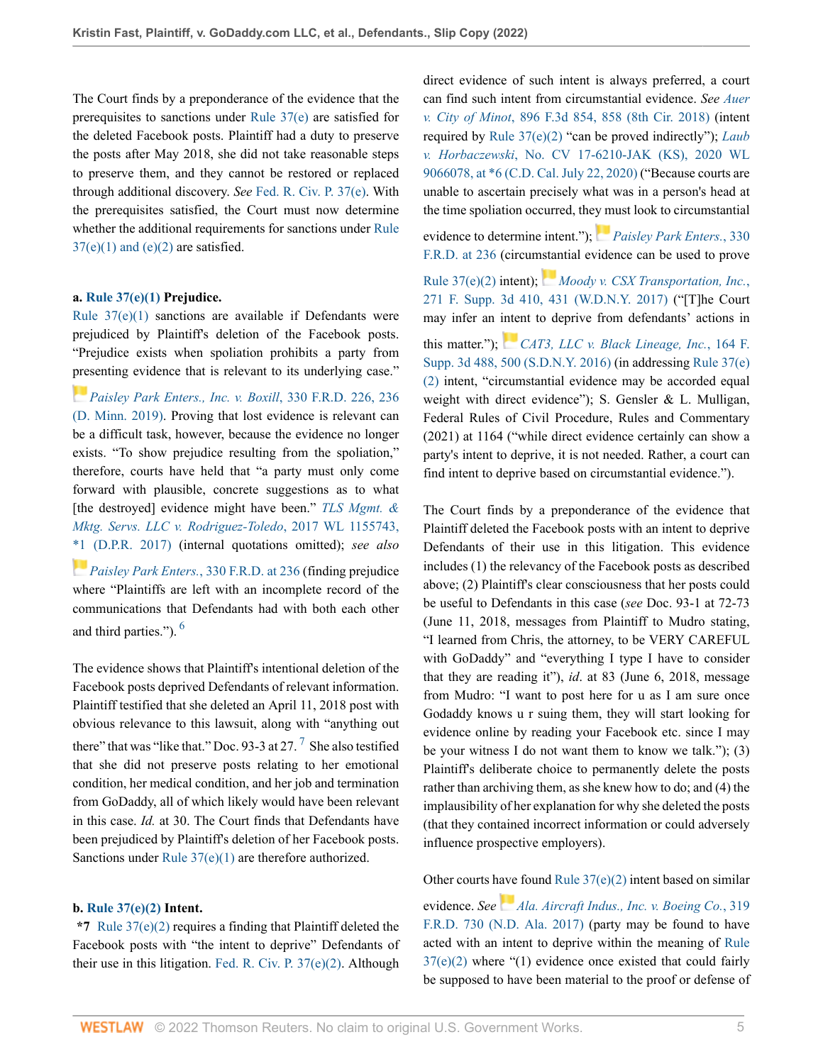The Court finds by a preponderance of the evidence that the prerequisites to sanctions under Rule 37(e) are satisfied for the deleted Facebook posts. Plaintiff had a duty to preserve the posts after May 2018, she did not take reasonable steps to preserve them, and they cannot be restored or replaced through additional discovery. *See* Fed. R. Civ. P. 37(e). With the prerequisites satisfied, the Court must now determine whether the additional requirements for sanctions under Rule 37(e)(1) and (e)(2) are satisfied.

**a. Rule 37(e)(1) Prejudice.**

Rule 37(e)(1) sanctions are available if Defendants were prejudiced by Plaintiff's deletion of the Facebook posts. "Prejudice exists when spoliation prohibits a party from presenting evidence that is relevant to its underlying case." *Paisley Park Enters., Inc. v. Boxill*, 330 F.R.D. 226, 236 (D. Minn. 2019). Proving that lost evidence is relevant can be a difficult task, however, because the evidence no longer exists. "To show prejudice resulting from the spoliation," therefore, courts have held that "a party must only come forward with plausible, concrete suggestions as to what [the destroyed] evidence might have been." *TLS Mgmt. & Mktg. Servs. LLC v. Rodriguez-Toledo*, 2017 WL 1155743, *1 (D.P.R. 2017) (internal quotations omitted); *see also* *Paisley Park Enters.*, 330 F.R.D. at 236 (finding prejudice where "Plaintiffs are left with an incomplete record of the communications that Defendants had with both each other and third parties.").[6]

The evidence shows that Plaintiff's intentional deletion of the Facebook posts deprived Defendants of relevant information. Plaintiff testified that she deleted an April 11, 2018 post with obvious relevance to this lawsuit, along with "anything out there" that was "like that." Doc. 93-3 at 27.[7] She also testified that she did not preserve posts relating to her emotional condition, her medical condition, and her job and termination from GoDaddy, all of which likely would have been relevant in this case. *Id.* at 30. The Court finds that Defendants have been prejudiced by Plaintiff's deletion of her Facebook posts. Sanctions under Rule 37(e)(1) are therefore authorized.

**b. Rule 37(e)(2) Intent.**

**\*7** Rule 37(e)(2) requires a finding that Plaintiff deleted the Facebook posts with "the intent to deprive" Defendants of their use in this litigation. Fed. R. Civ. P. 37(e)(2). Although direct evidence of such intent is always preferred, a court can find such intent from circumstantial evidence. *See* *Auer v. City of Minot*, 896 F.3d 854, 858 (8th Cir. 2018) (intent required by Rule 37(e)(2) "can be proved indirectly"); *Laub v. Horbaczewski*, No. CV 17-6210-JAK (KS), 2020 WL 9066078, at \*6 (C.D. Cal. July 22, 2020) ("Because courts are unable to ascertain precisely what was in a person's head at the time spoliation occurred, they must look to circumstantial evidence to determine intent."); *Paisley Park Enters.*, 330 F.R.D. at 236 (circumstantial evidence can be used to prove Rule 37(e)(2) intent); *Moody v. CSX Transportation, Inc.*, 271 F. Supp. 3d 410, 431 (W.D.N.Y. 2017) ("[T]he Court may infer an intent to deprive from defendants' actions in this matter."); *CAT3, LLC v. Black Lineage, Inc.*, 164 F. Supp. 3d 488, 500 (S.D.N.Y. 2016) (in addressing Rule 37(e)(2) intent, "circumstantial evidence may be accorded equal weight with direct evidence"); S. Gensler & L. Mulligan, Federal Rules of Civil Procedure, Rules and Commentary (2021) at 1164 ("while direct evidence certainly can show a party's intent to deprive, it is not needed. Rather, a court can find intent to deprive based on circumstantial evidence.").

The Court finds by a preponderance of the evidence that Plaintiff deleted the Facebook posts with an intent to deprive Defendants of their use in this litigation. This evidence includes (1) the relevancy of the Facebook posts as described above; (2) Plaintiff's clear consciousness that her posts could be useful to Defendants in this case (*see* Doc. 93-1 at 72-73 (June 11, 2018, messages from Plaintiff to Mudro stating, "I learned from Chris, the attorney, to be VERY CAREFUL with GoDaddy" and "everything I type I have to consider that they are reading it"), *id*. at 83 (June 6, 2018, message from Mudro: "I want to post here for u as I am sure once Godaddy knows u r suing them, they will start looking for evidence online by reading your Facebook etc. since I may be your witness I do not want them to know we talk."); (3) Plaintiff's deliberate choice to permanently delete the posts rather than archiving them, as she knew how to do; and (4) the implausibility of her explanation for why she deleted the posts (that they contained incorrect information or could adversely influence prospective employers).

Other courts have found Rule 37(e)(2) intent based on similar evidence. *See* *Ala. Aircraft Indus., Inc. v. Boeing Co.*, 319 F.R.D. 730 (N.D. Ala. 2017) (party may be found to have acted with an intent to deprive within the meaning of Rule 37(e)(2) where "(1) evidence once existed that could fairly be supposed to have been material to the proof or defense of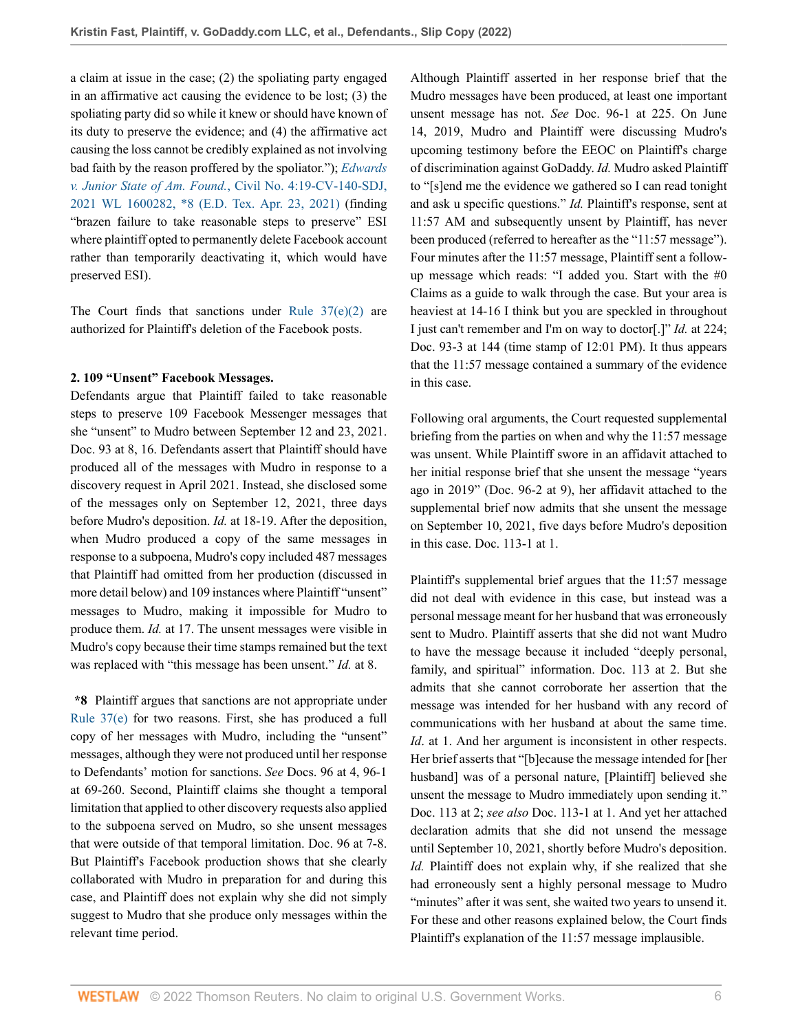a claim at issue in the case; (2) the spoliating party engaged in an affirmative act causing the evidence to be lost; (3) the spoliating party did so while it knew or should have known of its duty to preserve the evidence; and (4) the affirmative act causing the loss cannot be credibly explained as not involving bad faith by the reason proffered by the spoliator."); *Edwards v. Junior State of Am. Found.*, Civil No. 4:19-CV-140-SDJ, 2021 WL 1600282, *8 (E.D. Tex. Apr. 23, 2021) (finding "brazen failure to take reasonable steps to preserve" ESI where plaintiff opted to permanently delete Facebook account rather than temporarily deactivating it, which would have preserved ESI).

The Court finds that sanctions under Rule 37(e)(2) are authorized for Plaintiff's deletion of the Facebook posts.

### 2. 109 "Unsent" Facebook Messages.

Defendants argue that Plaintiff failed to take reasonable steps to preserve 109 Facebook Messenger messages that she "unsent" to Mudro between September 12 and 23, 2021. Doc. 93 at 8, 16. Defendants assert that Plaintiff should have produced all of the messages with Mudro in response to a discovery request in April 2021. Instead, she disclosed some of the messages only on September 12, 2021, three days before Mudro's deposition. *Id.* at 18-19. After the deposition, when Mudro produced a copy of the same messages in response to a subpoena, Mudro's copy included 487 messages that Plaintiff had omitted from her production (discussed in more detail below) and 109 instances where Plaintiff "unsent" messages to Mudro, making it impossible for Mudro to produce them. *Id.* at 17. The unsent messages were visible in Mudro's copy because their time stamps remained but the text was replaced with "this message has been unsent." *Id.* at 8.

**\*8** Plaintiff argues that sanctions are not appropriate under Rule 37(e) for two reasons. First, she has produced a full copy of her messages with Mudro, including the "unsent" messages, although they were not produced until her response to Defendants' motion for sanctions. *See* Docs. 96 at 4, 96-1 at 69-260. Second, Plaintiff claims she thought a temporal limitation that applied to other discovery requests also applied to the subpoena served on Mudro, so she unsent messages that were outside of that temporal limitation. Doc. 96 at 7-8. But Plaintiff's Facebook production shows that she clearly collaborated with Mudro in preparation for and during this case, and Plaintiff does not explain why she did not simply suggest to Mudro that she produce only messages within the relevant time period.

Although Plaintiff asserted in her response brief that the Mudro messages have been produced, at least one important unsent message has not. *See* Doc. 96-1 at 225. On June 14, 2019, Mudro and Plaintiff were discussing Mudro's upcoming testimony before the EEOC on Plaintiff's charge of discrimination against GoDaddy. *Id.* Mudro asked Plaintiff to "[s]end me the evidence we gathered so I can read tonight and ask u specific questions." *Id.* Plaintiff's response, sent at 11:57 AM and subsequently unsent by Plaintiff, has never been produced (referred to hereafter as the "11:57 message"). Four minutes after the 11:57 message, Plaintiff sent a follow-up message which reads: "I added you. Start with the #0 Claims as a guide to walk through the case. But your area is heaviest at 14-16 I think but you are speckled in throughout I just can't remember and I'm on way to doctor[.]" *Id.* at 224; Doc. 93-3 at 144 (time stamp of 12:01 PM). It thus appears that the 11:57 message contained a summary of the evidence in this case.

Following oral arguments, the Court requested supplemental briefing from the parties on when and why the 11:57 message was unsent. While Plaintiff swore in an affidavit attached to her initial response brief that she unsent the message "years ago in 2019" (Doc. 96-2 at 9), her affidavit attached to the supplemental brief now admits that she unsent the message on September 10, 2021, five days before Mudro's deposition in this case. Doc. 113-1 at 1.

Plaintiff's supplemental brief argues that the 11:57 message did not deal with evidence in this case, but instead was a personal message meant for her husband that was erroneously sent to Mudro. Plaintiff asserts that she did not want Mudro to have the message because it included "deeply personal, family, and spiritual" information. Doc. 113 at 2. But she admits that she cannot corroborate her assertion that the message was intended for her husband with any record of communications with her husband at about the same time. *Id*. at 1. And her argument is inconsistent in other respects. Her brief asserts that "[b]ecause the message intended for [her husband] was of a personal nature, [Plaintiff] believed she unsent the message to Mudro immediately upon sending it." Doc. 113 at 2; *see also* Doc. 113-1 at 1. And yet her attached declaration admits that she did not unsend the message until September 10, 2021, shortly before Mudro's deposition. *Id.* Plaintiff does not explain why, if she realized that she had erroneously sent a highly personal message to Mudro "minutes" after it was sent, she waited two years to unsend it. For these and other reasons explained below, the Court finds Plaintiff's explanation of the 11:57 message implausible.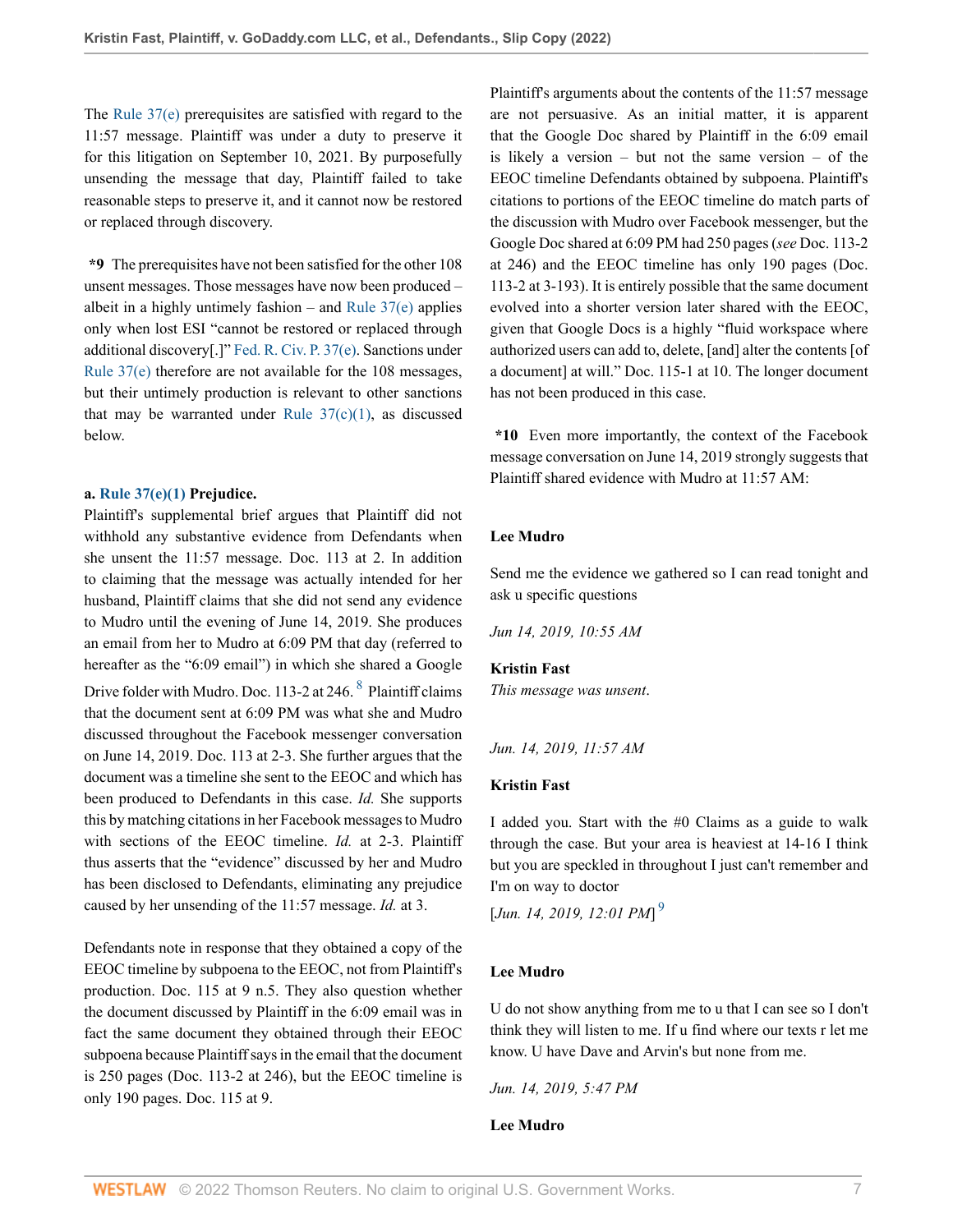The Rule 37(e) prerequisites are satisfied with regard to the 11:57 message. Plaintiff was under a duty to preserve it for this litigation on September 10, 2021. By purposefully unsending the message that day, Plaintiff failed to take reasonable steps to preserve it, and it cannot now be restored or replaced through discovery.

**\*9** The prerequisites have not been satisfied for the other 108 unsent messages. Those messages have now been produced – albeit in a highly untimely fashion – and Rule 37(e) applies only when lost ESI "cannot be restored or replaced through additional discovery[.]" Fed. R. Civ. P. 37(e). Sanctions under Rule 37(e) therefore are not available for the 108 messages, but their untimely production is relevant to other sanctions that may be warranted under Rule 37(c)(1), as discussed below.

**a. Rule 37(e)(1) Prejudice.**

Plaintiff's supplemental brief argues that Plaintiff did not withhold any substantive evidence from Defendants when she unsent the 11:57 message. Doc. 113 at 2. In addition to claiming that the message was actually intended for her husband, Plaintiff claims that she did not send any evidence to Mudro until the evening of June 14, 2019. She produces an email from her to Mudro at 6:09 PM that day (referred to hereafter as the "6:09 email") in which she shared a Google Drive folder with Mudro. Doc. 113-2 at 246. [8] Plaintiff claims that the document sent at 6:09 PM was what she and Mudro discussed throughout the Facebook messenger conversation on June 14, 2019. Doc. 113 at 2-3. She further argues that the document was a timeline she sent to the EEOC and which has been produced to Defendants in this case. *Id.* She supports this by matching citations in her Facebook messages to Mudro with sections of the EEOC timeline. *Id.* at 2-3. Plaintiff thus asserts that the "evidence" discussed by her and Mudro has been disclosed to Defendants, eliminating any prejudice caused by her unsending of the 11:57 message. *Id.* at 3.

Defendants note in response that they obtained a copy of the EEOC timeline by subpoena to the EEOC, not from Plaintiff's production. Doc. 115 at 9 n.5. They also question whether the document discussed by Plaintiff in the 6:09 email was in fact the same document they obtained through their EEOC subpoena because Plaintiff says in the email that the document is 250 pages (Doc. 113-2 at 246), but the EEOC timeline is only 190 pages. Doc. 115 at 9.

Plaintiff's arguments about the contents of the 11:57 message are not persuasive. As an initial matter, it is apparent that the Google Doc shared by Plaintiff in the 6:09 email is likely a version – but not the same version – of the EEOC timeline Defendants obtained by subpoena. Plaintiff's citations to portions of the EEOC timeline do match parts of the discussion with Mudro over Facebook messenger, but the Google Doc shared at 6:09 PM had 250 pages (*see* Doc. 113-2 at 246) and the EEOC timeline has only 190 pages (Doc. 113-2 at 3-193). It is entirely possible that the same document evolved into a shorter version later shared with the EEOC, given that Google Docs is a highly "fluid workspace where authorized users can add to, delete, [and] alter the contents [of a document] at will." Doc. 115-1 at 10. The longer document has not been produced in this case.

**\*10** Even more importantly, the context of the Facebook message conversation on June 14, 2019 strongly suggests that Plaintiff shared evidence with Mudro at 11:57 AM:

**Lee Mudro**

Send me the evidence we gathered so I can read tonight and ask u specific questions

*Jun 14, 2019, 10:55 AM*

**Kristin Fast**

*This message was unsent.*

*Jun. 14, 2019, 11:57 AM*

**Kristin Fast**

I added you. Start with the #0 Claims as a guide to walk through the case. But your area is heaviest at 14-16 I think but you are speckled in throughout I just can't remember and I'm on way to doctor

[*Jun. 14, 2019, 12:01 PM*] [9]

**Lee Mudro**

U do not show anything from me to u that I can see so I don't think they will listen to me. If u find where our texts r let me know. U have Dave and Arvin's but none from me.

*Jun. 14, 2019, 5:47 PM*

**Lee Mudro**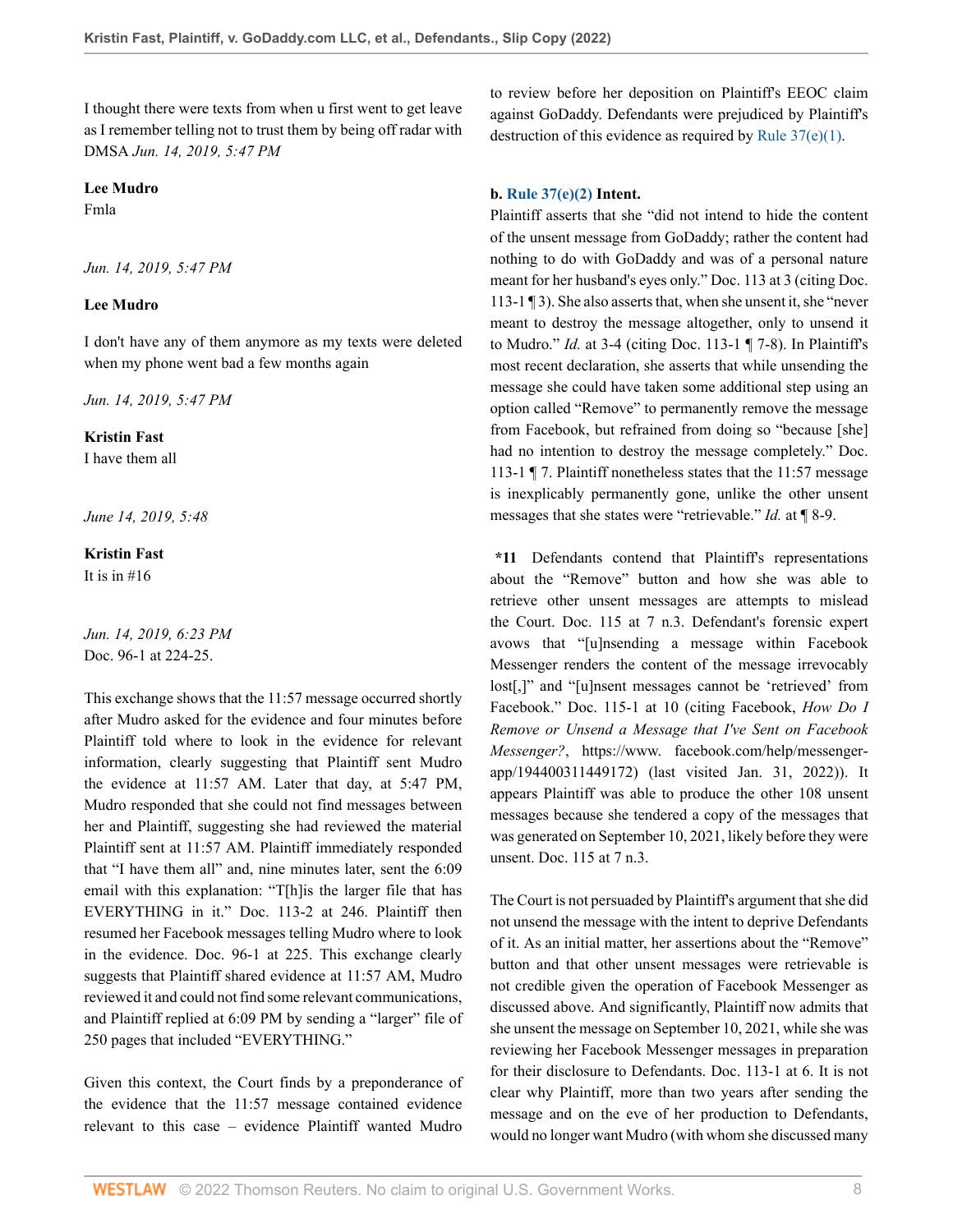I thought there were texts from when u first went to get leave as I remember telling not to trust them by being off radar with DMSA *Jun. 14, 2019, 5:47 PM*

**Lee Mudro**
Fmla

*Jun. 14, 2019, 5:47 PM*

**Lee Mudro**

I don't have any of them anymore as my texts were deleted when my phone went bad a few months again

*Jun. 14, 2019, 5:47 PM*

**Kristin Fast**
I have them all

*June 14, 2019, 5:48*

**Kristin Fast**
It is in #16

*Jun. 14, 2019, 6:23 PM*
Doc. 96-1 at 224-25.

This exchange shows that the 11:57 message occurred shortly after Mudro asked for the evidence and four minutes before Plaintiff told where to look in the evidence for relevant information, clearly suggesting that Plaintiff sent Mudro the evidence at 11:57 AM. Later that day, at 5:47 PM, Mudro responded that she could not find messages between her and Plaintiff, suggesting she had reviewed the material Plaintiff sent at 11:57 AM. Plaintiff immediately responded that "I have them all" and, nine minutes later, sent the 6:09 email with this explanation: "T[h]is the larger file that has EVERYTHING in it." Doc. 113-2 at 246. Plaintiff then resumed her Facebook messages telling Mudro where to look in the evidence. Doc. 96-1 at 225. This exchange clearly suggests that Plaintiff shared evidence at 11:57 AM, Mudro reviewed it and could not find some relevant communications, and Plaintiff replied at 6:09 PM by sending a "larger" file of 250 pages that included "EVERYTHING."

Given this context, the Court finds by a preponderance of the evidence that the 11:57 message contained evidence relevant to this case – evidence Plaintiff wanted Mudro to review before her deposition on Plaintiff's EEOC claim against GoDaddy. Defendants were prejudiced by Plaintiff's destruction of this evidence as required by Rule 37(e)(1).

**b. Rule 37(e)(2) Intent.**

Plaintiff asserts that she "did not intend to hide the content of the unsent message from GoDaddy; rather the content had nothing to do with GoDaddy and was of a personal nature meant for her husband's eyes only." Doc. 113 at 3 (citing Doc. 113-1 ¶ 3). She also asserts that, when she unsent it, she "never meant to destroy the message altogether, only to unsend it to Mudro." *Id.* at 3-4 (citing Doc. 113-1 ¶ 7-8). In Plaintiff's most recent declaration, she asserts that while unsending the message she could have taken some additional step using an option called "Remove" to permanently remove the message from Facebook, but refrained from doing so "because [she] had no intention to destroy the message completely." Doc. 113-1 ¶ 7. Plaintiff nonetheless states that the 11:57 message is inexplicably permanently gone, unlike the other unsent messages that she states were "retrievable." *Id.* at ¶ 8-9.

**\*11** Defendants contend that Plaintiff's representations about the "Remove" button and how she was able to retrieve other unsent messages are attempts to mislead the Court. Doc. 115 at 7 n.3. Defendant's forensic expert avows that "[u]nsending a message within Facebook Messenger renders the content of the message irrevocably lost[,]" and "[u]nsent messages cannot be 'retrieved' from Facebook." Doc. 115-1 at 10 (citing Facebook, *How Do I Remove or Unsend a Message that I've Sent on Facebook Messenger?*, https://www. facebook.com/help/messenger-app/194400311449172) (last visited Jan. 31, 2022)). It appears Plaintiff was able to produce the other 108 unsent messages because she tendered a copy of the messages that was generated on September 10, 2021, likely before they were unsent. Doc. 115 at 7 n.3.

The Court is not persuaded by Plaintiff's argument that she did not unsend the message with the intent to deprive Defendants of it. As an initial matter, her assertions about the "Remove" button and that other unsent messages were retrievable is not credible given the operation of Facebook Messenger as discussed above. And significantly, Plaintiff now admits that she unsent the message on September 10, 2021, while she was reviewing her Facebook Messenger messages in preparation for their disclosure to Defendants. Doc. 113-1 at 6. It is not clear why Plaintiff, more than two years after sending the message and on the eve of her production to Defendants, would no longer want Mudro (with whom she discussed many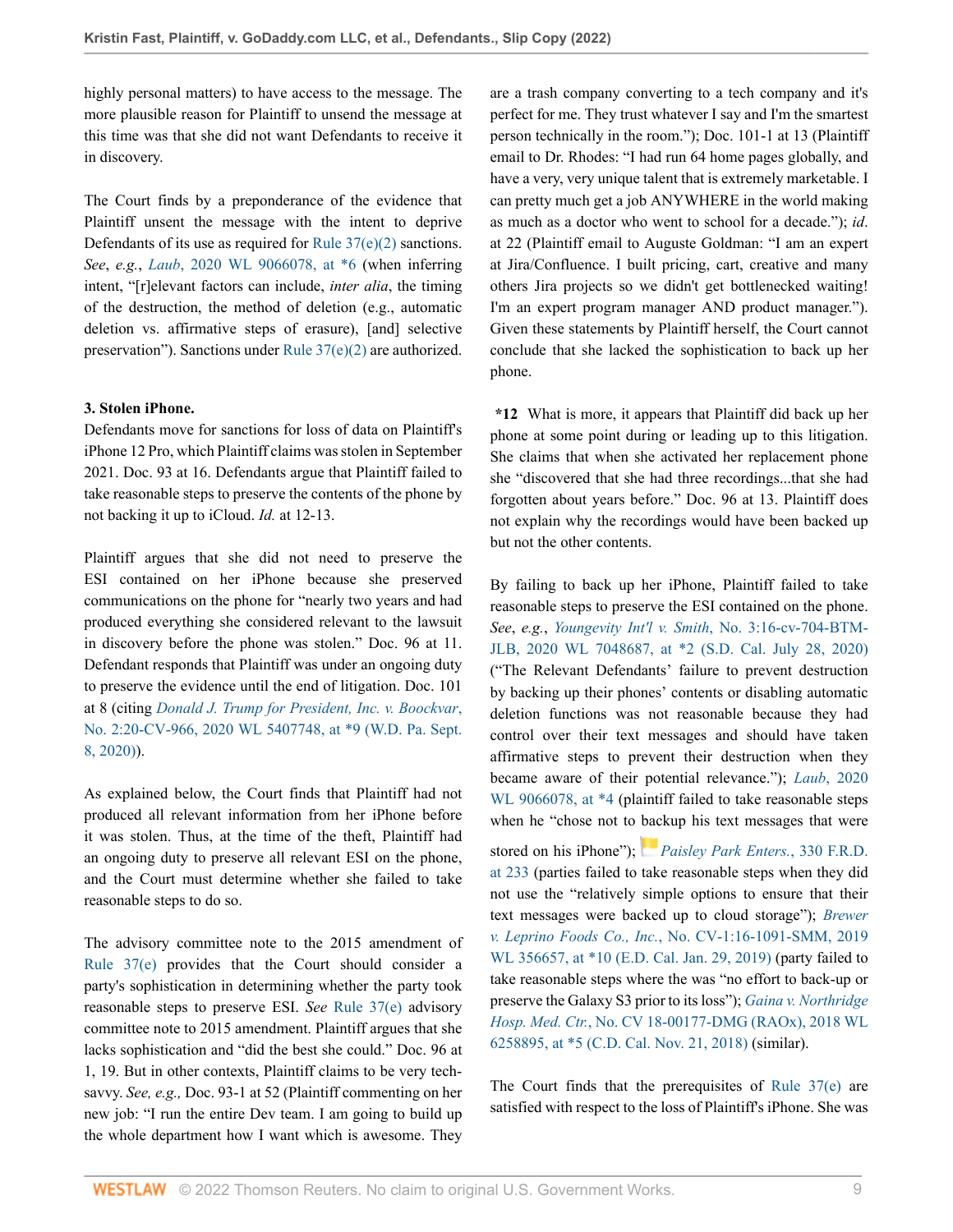highly personal matters) to have access to the message. The more plausible reason for Plaintiff to unsend the message at this time was that she did not want Defendants to receive it in discovery.

The Court finds by a preponderance of the evidence that Plaintiff unsent the message with the intent to deprive Defendants of its use as required for Rule 37(e)(2) sanctions. *See*, *e.g.*, *Laub*, 2020 WL 9066078, at *6 (when inferring intent, "[r]elevant factors can include, *inter alia*, the timing of the destruction, the method of deletion (e.g., automatic deletion vs. affirmative steps of erasure), [and] selective preservation"). Sanctions under Rule 37(e)(2) are authorized.

**3. Stolen iPhone.**

Defendants move for sanctions for loss of data on Plaintiff's iPhone 12 Pro, which Plaintiff claims was stolen in September 2021. Doc. 93 at 16. Defendants argue that Plaintiff failed to take reasonable steps to preserve the contents of the phone by not backing it up to iCloud. *Id.* at 12-13.

Plaintiff argues that she did not need to preserve the ESI contained on her iPhone because she preserved communications on the phone for "nearly two years and had produced everything she considered relevant to the lawsuit in discovery before the phone was stolen." Doc. 96 at 11. Defendant responds that Plaintiff was under an ongoing duty to preserve the evidence until the end of litigation. Doc. 101 at 8 (citing *Donald J. Trump for President, Inc. v. Boockvar*, No. 2:20-CV-966, 2020 WL 5407748, at *9 (W.D. Pa. Sept. 8, 2020)).

As explained below, the Court finds that Plaintiff had not produced all relevant information from her iPhone before it was stolen. Thus, at the time of the theft, Plaintiff had an ongoing duty to preserve all relevant ESI on the phone, and the Court must determine whether she failed to take reasonable steps to do so.

The advisory committee note to the 2015 amendment of Rule 37(e) provides that the Court should consider a party's sophistication in determining whether the party took reasonable steps to preserve ESI. *See* Rule 37(e) advisory committee note to 2015 amendment. Plaintiff argues that she lacks sophistication and "did the best she could." Doc. 96 at 1, 19. But in other contexts, Plaintiff claims to be very tech-savvy. *See, e.g.,* Doc. 93-1 at 52 (Plaintiff commenting on her new job: "I run the entire Dev team. I am going to build up the whole department how I want which is awesome. They are a trash company converting to a tech company and it's perfect for me. They trust whatever I say and I'm the smartest person technically in the room."); Doc. 101-1 at 13 (Plaintiff email to Dr. Rhodes: "I had run 64 home pages globally, and have a very, very unique talent that is extremely marketable. I can pretty much get a job ANYWHERE in the world making as much as a doctor who went to school for a decade."); *id*. at 22 (Plaintiff email to Auguste Goldman: "I am an expert at Jira/Confluence. I built pricing, cart, creative and many others Jira projects so we didn't get bottlenecked waiting! I'm an expert program manager AND product manager."). Given these statements by Plaintiff herself, the Court cannot conclude that she lacked the sophistication to back up her phone.

**\*12** What is more, it appears that Plaintiff did back up her phone at some point during or leading up to this litigation. She claims that when she activated her replacement phone she "discovered that she had three recordings...that she had forgotten about years before." Doc. 96 at 13. Plaintiff does not explain why the recordings would have been backed up but not the other contents.

By failing to back up her iPhone, Plaintiff failed to take reasonable steps to preserve the ESI contained on the phone. *See*, *e.g.*, *Youngevity Int'l v. Smith*, No. 3:16-cv-704-BTM-JLB, 2020 WL 7048687, at *2 (S.D. Cal. July 28, 2020) ("The Relevant Defendants' failure to prevent destruction by backing up their phones' contents or disabling automatic deletion functions was not reasonable because they had control over their text messages and should have taken affirmative steps to prevent their destruction when they became aware of their potential relevance."); *Laub*, 2020 WL 9066078, at *4 (plaintiff failed to take reasonable steps when he "chose not to backup his text messages that were stored on his iPhone"); *Paisley Park Enters.*, 330 F.R.D. at 233 (parties failed to take reasonable steps when they did not use the "relatively simple options to ensure that their text messages were backed up to cloud storage"); *Brewer v. Leprino Foods Co., Inc.*, No. CV-1:16-1091-SMM, 2019 WL 356657, at *10 (E.D. Cal. Jan. 29, 2019) (party failed to take reasonable steps where the was "no effort to back-up or preserve the Galaxy S3 prior to its loss"); *Gaina v. Northridge Hosp. Med. Ctr.*, No. CV 18-00177-DMG (RAOx), 2018 WL 6258895, at *5 (C.D. Cal. Nov. 21, 2018) (similar).

The Court finds that the prerequisites of Rule 37(e) are satisfied with respect to the loss of Plaintiff's iPhone. She was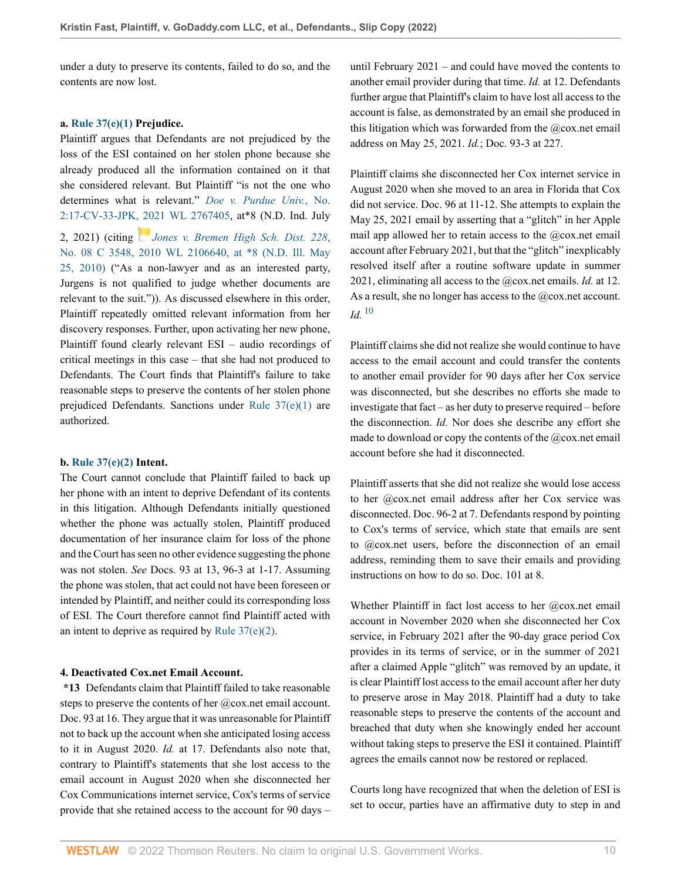under a duty to preserve its contents, failed to do so, and the contents are now lost.

**a. Rule 37(e)(1) Prejudice.**

Plaintiff argues that Defendants are not prejudiced by the loss of the ESI contained on her stolen phone because she already produced all the information contained on it that she considered relevant. But Plaintiff "is not the one who determines what is relevant." *Doe v. Purdue Univ.*, No. 2:17-CV-33-JPK, 2021 WL 2767405, at*8 (N.D. Ind. July 2, 2021) (citing *Jones v. Bremen High Sch. Dist. 228*, No. 08 C 3548, 2010 WL 2106640, at *8 (N.D. Ill. May 25, 2010) ("As a non-lawyer and as an interested party, Jurgens is not qualified to judge whether documents are relevant to the suit.")). As discussed elsewhere in this order, Plaintiff repeatedly omitted relevant information from her discovery responses. Further, upon activating her new phone, Plaintiff found clearly relevant ESI – audio recordings of critical meetings in this case – that she had not produced to Defendants. The Court finds that Plaintiff's failure to take reasonable steps to preserve the contents of her stolen phone prejudiced Defendants. Sanctions under Rule 37(e)(1) are authorized.

**b. Rule 37(e)(2) Intent.**

The Court cannot conclude that Plaintiff failed to back up her phone with an intent to deprive Defendant of its contents in this litigation. Although Defendants initially questioned whether the phone was actually stolen, Plaintiff produced documentation of her insurance claim for loss of the phone and the Court has seen no other evidence suggesting the phone was not stolen. *See* Docs. 93 at 13, 96-3 at 1-17. Assuming the phone was stolen, that act could not have been foreseen or intended by Plaintiff, and neither could its corresponding loss of ESI. The Court therefore cannot find Plaintiff acted with an intent to deprive as required by Rule 37(e)(2).

**4. Deactivated Cox.net Email Account.**

**\*13** Defendants claim that Plaintiff failed to take reasonable steps to preserve the contents of her @cox.net email account. Doc. 93 at 16. They argue that it was unreasonable for Plaintiff not to back up the account when she anticipated losing access to it in August 2020. *Id.* at 17. Defendants also note that, contrary to Plaintiff's statements that she lost access to the email account in August 2020 when she disconnected her Cox Communications internet service, Cox's terms of service provide that she retained access to the account for 90 days – until February 2021 – and could have moved the contents to another email provider during that time. *Id.* at 12. Defendants further argue that Plaintiff's claim to have lost all access to the account is false, as demonstrated by an email she produced in this litigation which was forwarded from the @cox.net email address on May 25, 2021. *Id.*; Doc. 93-3 at 227.

Plaintiff claims she disconnected her Cox internet service in August 2020 when she moved to an area in Florida that Cox did not service. Doc. 96 at 11-12. She attempts to explain the May 25, 2021 email by asserting that a "glitch" in her Apple mail app allowed her to retain access to the @cox.net email account after February 2021, but that the "glitch" inexplicably resolved itself after a routine software update in summer 2021, eliminating all access to the @cox.net emails. *Id.* at 12. As a result, she no longer has access to the @cox.net account. *Id.* [10]

Plaintiff claims she did not realize she would continue to have access to the email account and could transfer the contents to another email provider for 90 days after her Cox service was disconnected, but she describes no efforts she made to investigate that fact – as her duty to preserve required – before the disconnection. *Id.* Nor does she describe any effort she made to download or copy the contents of the @cox.net email account before she had it disconnected.

Plaintiff asserts that she did not realize she would lose access to her @cox.net email address after her Cox service was disconnected. Doc. 96-2 at 7. Defendants respond by pointing to Cox's terms of service, which state that emails are sent to @cox.net users, before the disconnection of an email address, reminding them to save their emails and providing instructions on how to do so. Doc. 101 at 8.

Whether Plaintiff in fact lost access to her @cox.net email account in November 2020 when she disconnected her Cox service, in February 2021 after the 90-day grace period Cox provides in its terms of service, or in the summer of 2021 after a claimed Apple "glitch" was removed by an update, it is clear Plaintiff lost access to the email account after her duty to preserve arose in May 2018. Plaintiff had a duty to take reasonable steps to preserve the contents of the account and breached that duty when she knowingly ended her account without taking steps to preserve the ESI it contained. Plaintiff agrees the emails cannot now be restored or replaced.

Courts long have recognized that when the deletion of ESI is set to occur, parties have an affirmative duty to step in and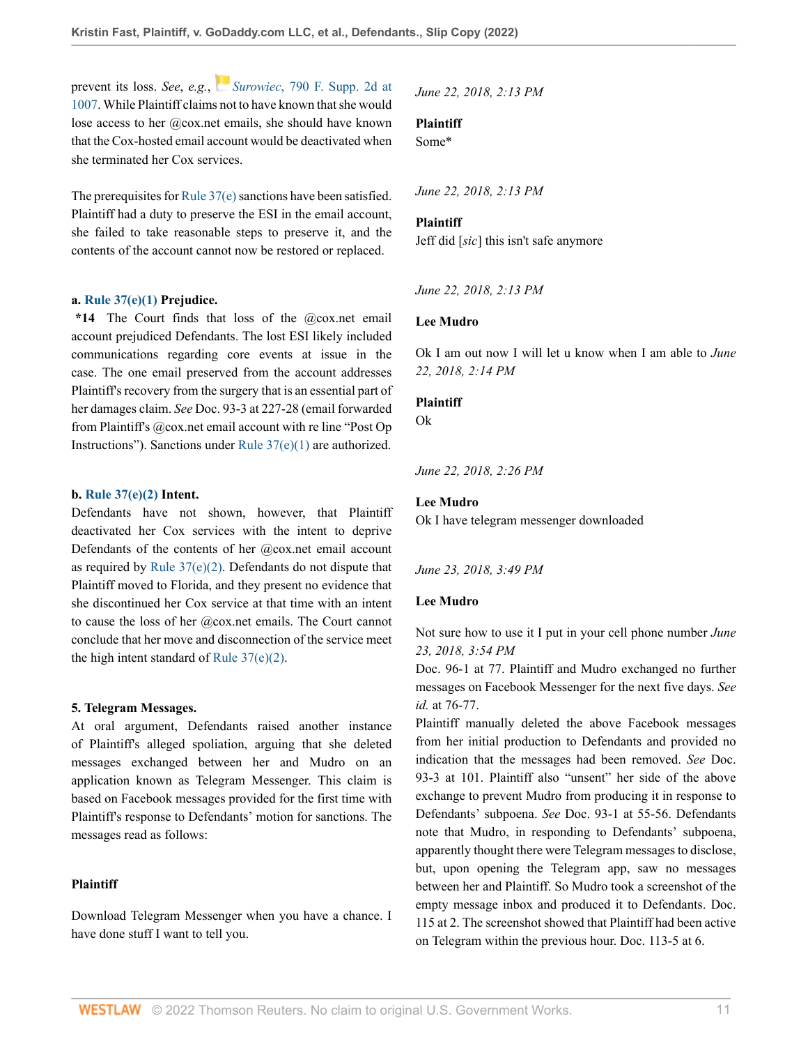prevent its loss. *See*, *e.g.*, *Surowiec*, 790 F. Supp. 2d at 1007. While Plaintiff claims not to have known that she would lose access to her @cox.net emails, she should have known that the Cox-hosted email account would be deactivated when she terminated her Cox services.

The prerequisites for Rule 37(e) sanctions have been satisfied. Plaintiff had a duty to preserve the ESI in the email account, she failed to take reasonable steps to preserve it, and the contents of the account cannot now be restored or replaced.

**a. Rule 37(e)(1) Prejudice.**

**\*14** The Court finds that loss of the @cox.net email account prejudiced Defendants. The lost ESI likely included communications regarding core events at issue in the case. The one email preserved from the account addresses Plaintiff's recovery from the surgery that is an essential part of her damages claim. *See* Doc. 93-3 at 227-28 (email forwarded from Plaintiff's @cox.net email account with re line "Post Op Instructions"). Sanctions under Rule 37(e)(1) are authorized.

**b. Rule 37(e)(2) Intent.**

Defendants have not shown, however, that Plaintiff deactivated her Cox services with the intent to deprive Defendants of the contents of her @cox.net email account as required by Rule 37(e)(2). Defendants do not dispute that Plaintiff moved to Florida, and they present no evidence that she discontinued her Cox service at that time with an intent to cause the loss of her @cox.net emails. The Court cannot conclude that her move and disconnection of the service meet the high intent standard of Rule 37(e)(2).

**5. Telegram Messages.**

At oral argument, Defendants raised another instance of Plaintiff's alleged spoliation, arguing that she deleted messages exchanged between her and Mudro on an application known as Telegram Messenger. This claim is based on Facebook messages provided for the first time with Plaintiff's response to Defendants' motion for sanctions. The messages read as follows:

**Plaintiff**

Download Telegram Messenger when you have a chance. I have done stuff I want to tell you.

*June 22, 2018, 2:13 PM*

**Plaintiff**

Some*

*June 22, 2018, 2:13 PM*

**Plaintiff**

Jeff did [*sic*] this isn't safe anymore

*June 22, 2018, 2:13 PM*

**Lee Mudro**

Ok I am out now I will let u know when I am able to *June 22, 2018, 2:14 PM*

**Plaintiff**

Ok

*June 22, 2018, 2:26 PM*

**Lee Mudro**

Ok I have telegram messenger downloaded

*June 23, 2018, 3:49 PM*

**Lee Mudro**

Not sure how to use it I put in your cell phone number *June 23, 2018, 3:54 PM*

Doc. 96-1 at 77. Plaintiff and Mudro exchanged no further messages on Facebook Messenger for the next five days. *See id.* at 76-77.

Plaintiff manually deleted the above Facebook messages from her initial production to Defendants and provided no indication that the messages had been removed. *See* Doc. 93-3 at 101. Plaintiff also "unsent" her side of the above exchange to prevent Mudro from producing it in response to Defendants' subpoena. *See* Doc. 93-1 at 55-56. Defendants note that Mudro, in responding to Defendants' subpoena, apparently thought there were Telegram messages to disclose, but, upon opening the Telegram app, saw no messages between her and Plaintiff. So Mudro took a screenshot of the empty message inbox and produced it to Defendants. Doc. 115 at 2. The screenshot showed that Plaintiff had been active on Telegram within the previous hour. Doc. 113-5 at 6.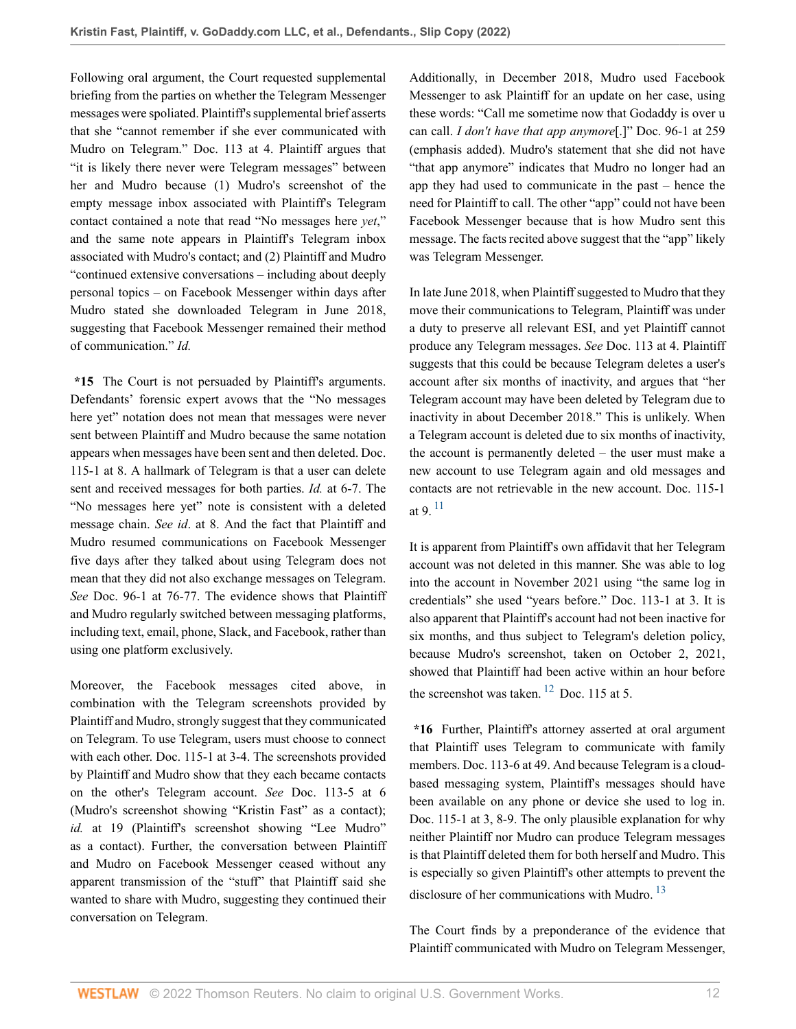Following oral argument, the Court requested supplemental briefing from the parties on whether the Telegram Messenger messages were spoliated. Plaintiff's supplemental brief asserts that she "cannot remember if she ever communicated with Mudro on Telegram." Doc. 113 at 4. Plaintiff argues that "it is likely there never were Telegram messages" between her and Mudro because (1) Mudro's screenshot of the empty message inbox associated with Plaintiff's Telegram contact contained a note that read "No messages here *yet*," and the same note appears in Plaintiff's Telegram inbox associated with Mudro's contact; and (2) Plaintiff and Mudro "continued extensive conversations – including about deeply personal topics – on Facebook Messenger within days after Mudro stated she downloaded Telegram in June 2018, suggesting that Facebook Messenger remained their method of communication." *Id.*

**\*15** The Court is not persuaded by Plaintiff's arguments. Defendants' forensic expert avows that the "No messages here yet" notation does not mean that messages were never sent between Plaintiff and Mudro because the same notation appears when messages have been sent and then deleted. Doc. 115-1 at 8. A hallmark of Telegram is that a user can delete sent and received messages for both parties. *Id.* at 6-7. The "No messages here yet" note is consistent with a deleted message chain. *See id*. at 8. And the fact that Plaintiff and Mudro resumed communications on Facebook Messenger five days after they talked about using Telegram does not mean that they did not also exchange messages on Telegram. *See* Doc. 96-1 at 76-77. The evidence shows that Plaintiff and Mudro regularly switched between messaging platforms, including text, email, phone, Slack, and Facebook, rather than using one platform exclusively.

Moreover, the Facebook messages cited above, in combination with the Telegram screenshots provided by Plaintiff and Mudro, strongly suggest that they communicated on Telegram. To use Telegram, users must choose to connect with each other. Doc. 115-1 at 3-4. The screenshots provided by Plaintiff and Mudro show that they each became contacts on the other's Telegram account. *See* Doc. 113-5 at 6 (Mudro's screenshot showing "Kristin Fast" as a contact); *id.* at 19 (Plaintiff's screenshot showing "Lee Mudro" as a contact). Further, the conversation between Plaintiff and Mudro on Facebook Messenger ceased without any apparent transmission of the "stuff" that Plaintiff said she wanted to share with Mudro, suggesting they continued their conversation on Telegram.

Additionally, in December 2018, Mudro used Facebook Messenger to ask Plaintiff for an update on her case, using these words: "Call me sometime now that Godaddy is over u can call. *I don't have that app anymore*[.]" Doc. 96-1 at 259 (emphasis added). Mudro's statement that she did not have "that app anymore" indicates that Mudro no longer had an app they had used to communicate in the past – hence the need for Plaintiff to call. The other "app" could not have been Facebook Messenger because that is how Mudro sent this message. The facts recited above suggest that the "app" likely was Telegram Messenger.

In late June 2018, when Plaintiff suggested to Mudro that they move their communications to Telegram, Plaintiff was under a duty to preserve all relevant ESI, and yet Plaintiff cannot produce any Telegram messages. *See* Doc. 113 at 4. Plaintiff suggests that this could be because Telegram deletes a user's account after six months of inactivity, and argues that "her Telegram account may have been deleted by Telegram due to inactivity in about December 2018." This is unlikely. When a Telegram account is deleted due to six months of inactivity, the account is permanently deleted – the user must make a new account to use Telegram again and old messages and contacts are not retrievable in the new account. Doc. 115-1 at 9. [11]

It is apparent from Plaintiff's own affidavit that her Telegram account was not deleted in this manner. She was able to log into the account in November 2021 using "the same log in credentials" she used "years before." Doc. 113-1 at 3. It is also apparent that Plaintiff's account had not been inactive for six months, and thus subject to Telegram's deletion policy, because Mudro's screenshot, taken on October 2, 2021, showed that Plaintiff had been active within an hour before the screenshot was taken. [12] Doc. 115 at 5.

**\*16** Further, Plaintiff's attorney asserted at oral argument that Plaintiff uses Telegram to communicate with family members. Doc. 113-6 at 49. And because Telegram is a cloud-based messaging system, Plaintiff's messages should have been available on any phone or device she used to log in. Doc. 115-1 at 3, 8-9. The only plausible explanation for why neither Plaintiff nor Mudro can produce Telegram messages is that Plaintiff deleted them for both herself and Mudro. This is especially so given Plaintiff's other attempts to prevent the disclosure of her communications with Mudro. [13]

The Court finds by a preponderance of the evidence that Plaintiff communicated with Mudro on Telegram Messenger,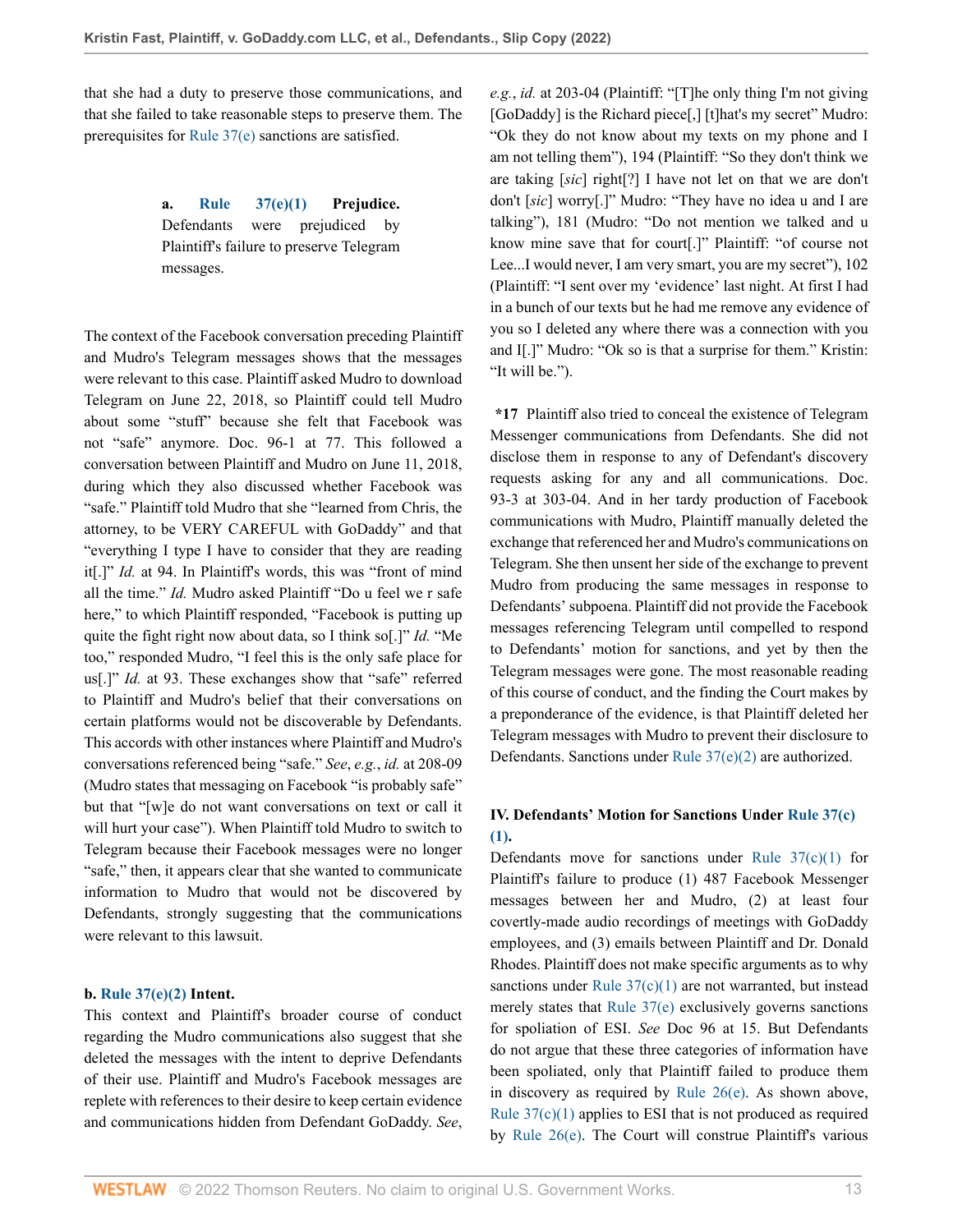that she had a duty to preserve those communications, and that she failed to take reasonable steps to preserve them. The prerequisites for Rule 37(e) sanctions are satisfied.

**a. Rule 37(e)(1) Prejudice.** Defendants were prejudiced by Plaintiff's failure to preserve Telegram messages.

The context of the Facebook conversation preceding Plaintiff and Mudro's Telegram messages shows that the messages were relevant to this case. Plaintiff asked Mudro to download Telegram on June 22, 2018, so Plaintiff could tell Mudro about some "stuff" because she felt that Facebook was not "safe" anymore. Doc. 96-1 at 77. This followed a conversation between Plaintiff and Mudro on June 11, 2018, during which they also discussed whether Facebook was "safe." Plaintiff told Mudro that she "learned from Chris, the attorney, to be VERY CAREFUL with GoDaddy" and that "everything I type I have to consider that they are reading it[.]" *Id.* at 94. In Plaintiff's words, this was "front of mind all the time." *Id.* Mudro asked Plaintiff "Do u feel we r safe here," to which Plaintiff responded, "Facebook is putting up quite the fight right now about data, so I think so[.]" *Id.* "Me too," responded Mudro, "I feel this is the only safe place for us[.]" *Id.* at 93. These exchanges show that "safe" referred to Plaintiff and Mudro's belief that their conversations on certain platforms would not be discoverable by Defendants. This accords with other instances where Plaintiff and Mudro's conversations referenced being "safe." *See*, *e.g.*, *id.* at 208-09 (Mudro states that messaging on Facebook "is probably safe" but that "[w]e do not want conversations on text or call it will hurt your case"). When Plaintiff told Mudro to switch to Telegram because their Facebook messages were no longer "safe," then, it appears clear that she wanted to communicate information to Mudro that would not be discovered by Defendants, strongly suggesting that the communications were relevant to this lawsuit.

**b. Rule 37(e)(2) Intent.**

This context and Plaintiff's broader course of conduct regarding the Mudro communications also suggest that she deleted the messages with the intent to deprive Defendants of their use. Plaintiff and Mudro's Facebook messages are replete with references to their desire to keep certain evidence and communications hidden from Defendant GoDaddy. *See*, *e.g.*, *id.* at 203-04 (Plaintiff: "[T]he only thing I'm not giving [GoDaddy] is the Richard piece[,] [t]hat's my secret" Mudro: "Ok they do not know about my texts on my phone and I am not telling them"), 194 (Plaintiff: "So they don't think we are taking [*sic*] right[?] I have not let on that we are don't don't [*sic*] worry[.]" Mudro: "They have no idea u and I are talking"), 181 (Mudro: "Do not mention we talked and u know mine save that for court[.]" Plaintiff: "of course not Lee...I would never, I am very smart, you are my secret"), 102 (Plaintiff: "I sent over my 'evidence' last night. At first I had in a bunch of our texts but he had me remove any evidence of you so I deleted any where there was a connection with you and I[.]" Mudro: "Ok so is that a surprise for them." Kristin: "It will be.").

**\*17** Plaintiff also tried to conceal the existence of Telegram Messenger communications from Defendants. She did not disclose them in response to any of Defendant's discovery requests asking for any and all communications. Doc. 93-3 at 303-04. And in her tardy production of Facebook communications with Mudro, Plaintiff manually deleted the exchange that referenced her and Mudro's communications on Telegram. She then unsent her side of the exchange to prevent Mudro from producing the same messages in response to Defendants' subpoena. Plaintiff did not provide the Facebook messages referencing Telegram until compelled to respond to Defendants' motion for sanctions, and yet by then the Telegram messages were gone. The most reasonable reading of this course of conduct, and the finding the Court makes by a preponderance of the evidence, is that Plaintiff deleted her Telegram messages with Mudro to prevent their disclosure to Defendants. Sanctions under Rule 37(e)(2) are authorized.

## IV. Defendants' Motion for Sanctions Under Rule 37(c)(1).

Defendants move for sanctions under Rule 37(c)(1) for Plaintiff's failure to produce (1) 487 Facebook Messenger messages between her and Mudro, (2) at least four covertly-made audio recordings of meetings with GoDaddy employees, and (3) emails between Plaintiff and Dr. Donald Rhodes. Plaintiff does not make specific arguments as to why sanctions under Rule 37(c)(1) are not warranted, but instead merely states that Rule 37(e) exclusively governs sanctions for spoliation of ESI. *See* Doc 96 at 15. But Defendants do not argue that these three categories of information have been spoliated, only that Plaintiff failed to produce them in discovery as required by Rule 26(e). As shown above, Rule 37(c)(1) applies to ESI that is not produced as required by Rule 26(e). The Court will construe Plaintiff's various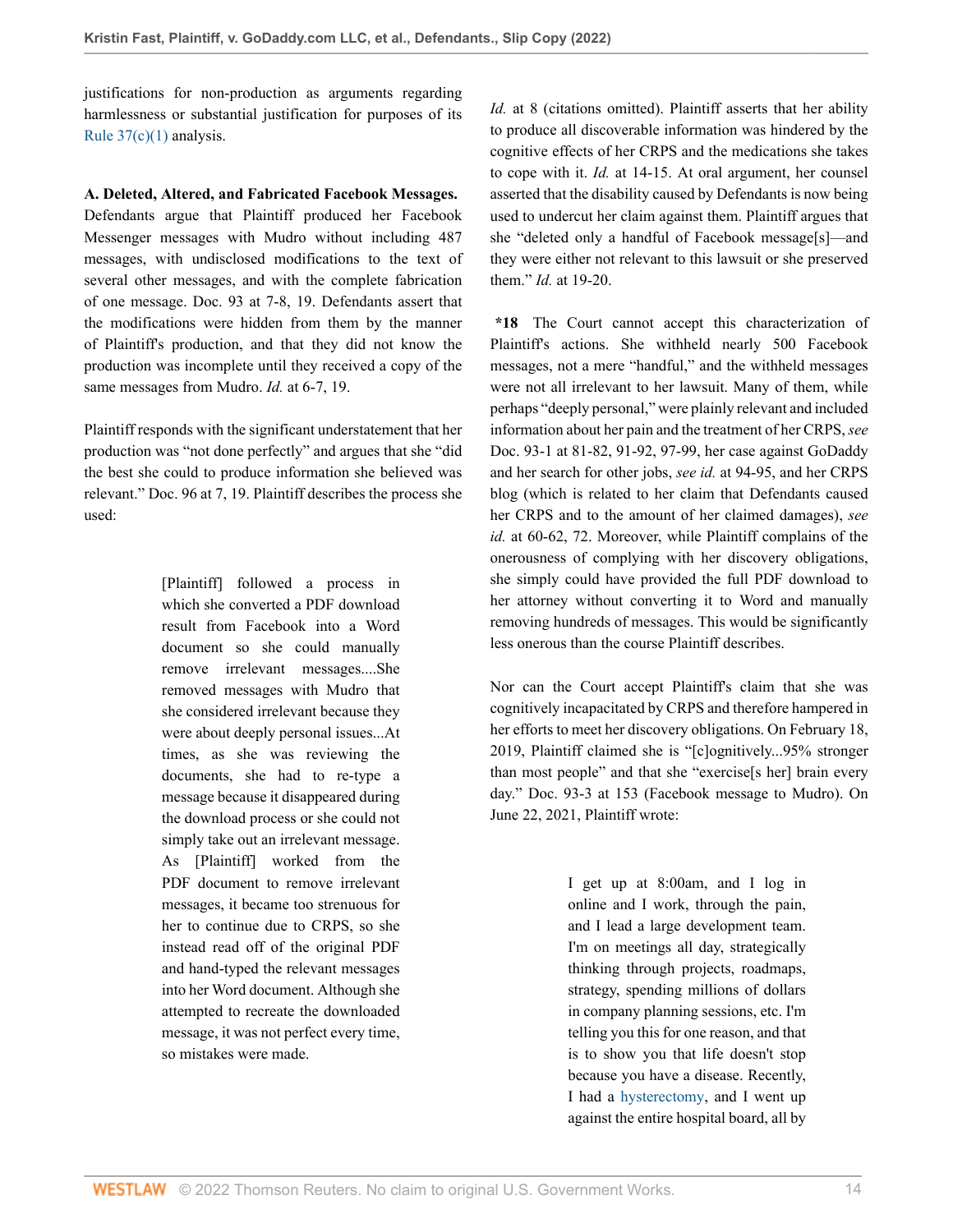justifications for non-production as arguments regarding harmlessness or substantial justification for purposes of its Rule 37(c)(1) analysis.

**A. Deleted, Altered, and Fabricated Facebook Messages.** Defendants argue that Plaintiff produced her Facebook Messenger messages with Mudro without including 487 messages, with undisclosed modifications to the text of several other messages, and with the complete fabrication of one message. Doc. 93 at 7-8, 19. Defendants assert that the modifications were hidden from them by the manner of Plaintiff's production, and that they did not know the production was incomplete until they received a copy of the same messages from Mudro. *Id.* at 6-7, 19.

Plaintiff responds with the significant understatement that her production was "not done perfectly" and argues that she "did the best she could to produce information she believed was relevant." Doc. 96 at 7, 19. Plaintiff describes the process she used:

> [Plaintiff] followed a process in which she converted a PDF download result from Facebook into a Word document so she could manually remove irrelevant messages....She removed messages with Mudro that she considered irrelevant because they were about deeply personal issues...At times, as she was reviewing the documents, she had to re-type a message because it disappeared during the download process or she could not simply take out an irrelevant message. As [Plaintiff] worked from the PDF document to remove irrelevant messages, it became too strenuous for her to continue due to CRPS, so she instead read off of the original PDF and hand-typed the relevant messages into her Word document. Although she attempted to recreate the downloaded message, it was not perfect every time, so mistakes were made.

*Id.* at 8 (citations omitted). Plaintiff asserts that her ability to produce all discoverable information was hindered by the cognitive effects of her CRPS and the medications she takes to cope with it. *Id.* at 14-15. At oral argument, her counsel asserted that the disability caused by Defendants is now being used to undercut her claim against them. Plaintiff argues that she "deleted only a handful of Facebook message[s]—and they were either not relevant to this lawsuit or she preserved them." *Id.* at 19-20.

**\*18** The Court cannot accept this characterization of Plaintiff's actions. She withheld nearly 500 Facebook messages, not a mere "handful," and the withheld messages were not all irrelevant to her lawsuit. Many of them, while perhaps "deeply personal," were plainly relevant and included information about her pain and the treatment of her CRPS, *see* Doc. 93-1 at 81-82, 91-92, 97-99, her case against GoDaddy and her search for other jobs, *see id.* at 94-95, and her CRPS blog (which is related to her claim that Defendants caused her CRPS and to the amount of her claimed damages), *see id.* at 60-62, 72. Moreover, while Plaintiff complains of the onerousness of complying with her discovery obligations, she simply could have provided the full PDF download to her attorney without converting it to Word and manually removing hundreds of messages. This would be significantly less onerous than the course Plaintiff describes.

Nor can the Court accept Plaintiff's claim that she was cognitively incapacitated by CRPS and therefore hampered in her efforts to meet her discovery obligations. On February 18, 2019, Plaintiff claimed she is "[c]ognitively...95% stronger than most people" and that she "exercise[s her] brain every day." Doc. 93-3 at 153 (Facebook message to Mudro). On June 22, 2021, Plaintiff wrote:

> I get up at 8:00am, and I log in online and I work, through the pain, and I lead a large development team. I'm on meetings all day, strategically thinking through projects, roadmaps, strategy, spending millions of dollars in company planning sessions, etc. I'm telling you this for one reason, and that is to show you that life doesn't stop because you have a disease. Recently, I had a hysterectomy, and I went up against the entire hospital board, all by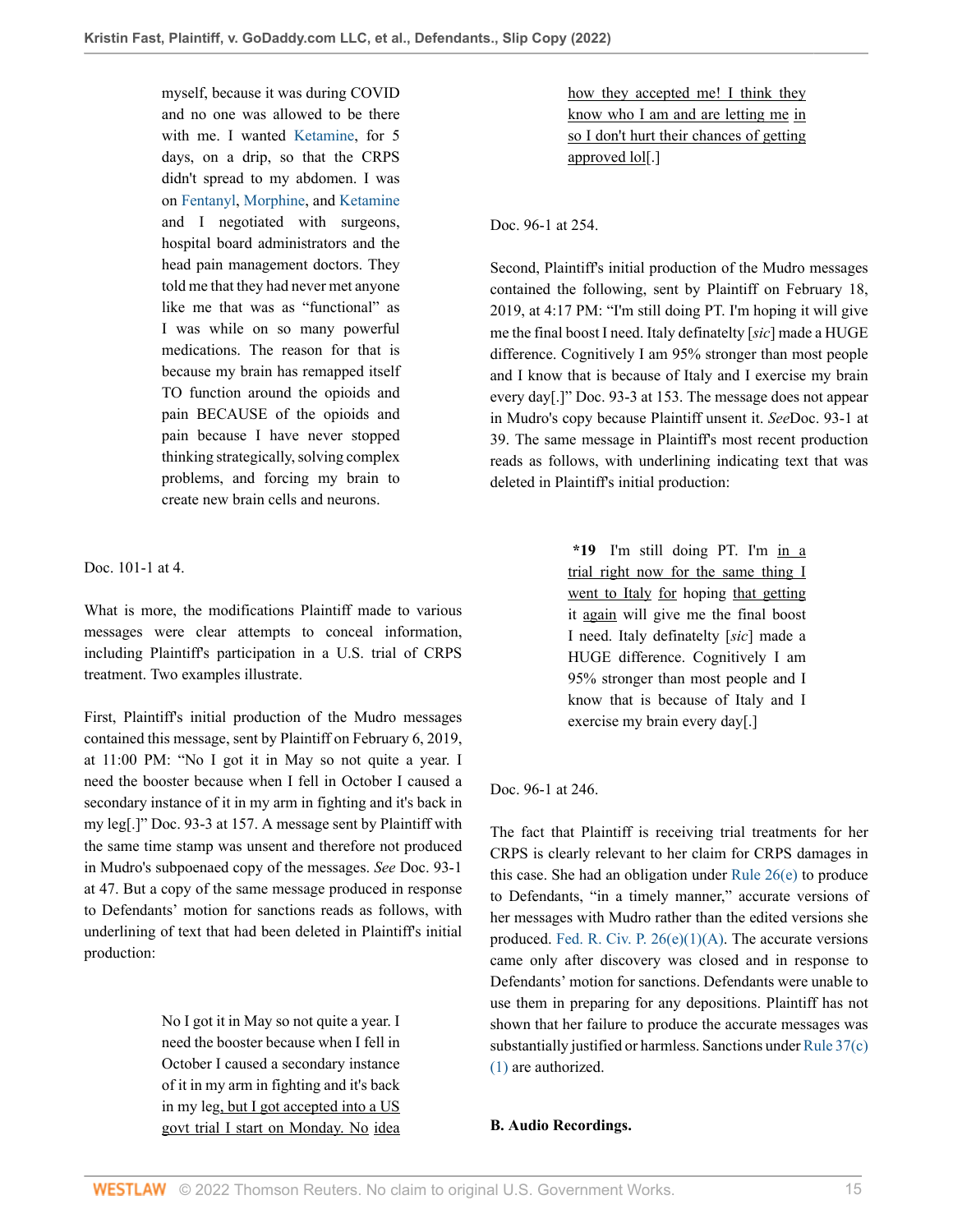> myself, because it was during COVID and no one was allowed to be there with me. I wanted Ketamine, for 5 days, on a drip, so that the CRPS didn't spread to my abdomen. I was on Fentanyl, Morphine, and Ketamine and I negotiated with surgeons, hospital board administrators and the head pain management doctors. They told me that they had never met anyone like me that was as "functional" as I was while on so many powerful medications. The reason for that is because my brain has remapped itself TO function around the opioids and pain BECAUSE of the opioids and pain because I have never stopped thinking strategically, solving complex problems, and forcing my brain to create new brain cells and neurons.

Doc. 101-1 at 4.

What is more, the modifications Plaintiff made to various messages were clear attempts to conceal information, including Plaintiff's participation in a U.S. trial of CRPS treatment. Two examples illustrate.

First, Plaintiff's initial production of the Mudro messages contained this message, sent by Plaintiff on February 6, 2019, at 11:00 PM: "No I got it in May so not quite a year. I need the booster because when I fell in October I caused a secondary instance of it in my arm in fighting and it's back in my leg[.]" Doc. 93-3 at 157. A message sent by Plaintiff with the same time stamp was unsent and therefore not produced in Mudro's subpoenaed copy of the messages. *See* Doc. 93-1 at 47. But a copy of the same message produced in response to Defendants' motion for sanctions reads as follows, with underlining of text that had been deleted in Plaintiff's initial production:

> No I got it in May so not quite a year. I need the booster because when I fell in October I caused a secondary instance of it in my arm in fighting and it's back in my leg<u>, but I got accepted into a US govt trial I start on Monday. No idea how they accepted me! I think they know who I am and are letting me in so I don't hurt their chances of getting approved lol</u>[.]

Doc. 96-1 at 254.

Second, Plaintiff's initial production of the Mudro messages contained the following, sent by Plaintiff on February 18, 2019, at 4:17 PM: "I'm still doing PT. I'm hoping it will give me the final boost I need. Italy definatelty [*sic*] made a HUGE difference. Cognitively I am 95% stronger than most people and I know that is because of Italy and I exercise my brain every day[.]" Doc. 93-3 at 153. The message does not appear in Mudro's copy because Plaintiff unsent it. *See* Doc. 93-1 at 39. The same message in Plaintiff's most recent production reads as follows, with underlining indicating text that was deleted in Plaintiff's initial production:

> **\*19** I'm still doing PT. I'm <u>in a trial right now for the same thing I went to Italy</u> <u>for</u> hoping <u>that getting</u> it <u>again</u> will give me the final boost I need. Italy definatelty [*sic*] made a HUGE difference. Cognitively I am 95% stronger than most people and I know that is because of Italy and I exercise my brain every day[.]

Doc. 96-1 at 246.

The fact that Plaintiff is receiving trial treatments for her CRPS is clearly relevant to her claim for CRPS damages in this case. She had an obligation under Rule 26(e) to produce to Defendants, "in a timely manner," accurate versions of her messages with Mudro rather than the edited versions she produced. Fed. R. Civ. P. 26(e)(1)(A). The accurate versions came only after discovery was closed and in response to Defendants' motion for sanctions. Defendants were unable to use them in preparing for any depositions. Plaintiff has not shown that her failure to produce the accurate messages was substantially justified or harmless. Sanctions under Rule 37(c)(1) are authorized.

**B. Audio Recordings.**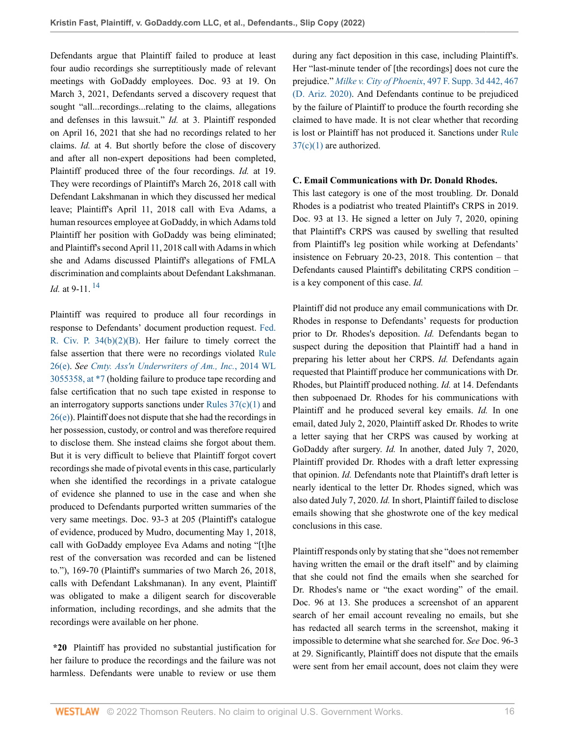Defendants argue that Plaintiff failed to produce at least four audio recordings she surreptitiously made of relevant meetings with GoDaddy employees. Doc. 93 at 19. On March 3, 2021, Defendants served a discovery request that sought "all...recordings...relating to the claims, allegations and defenses in this lawsuit." *Id.* at 3. Plaintiff responded on April 16, 2021 that she had no recordings related to her claims. *Id.* at 4. But shortly before the close of discovery and after all non-expert depositions had been completed, Plaintiff produced three of the four recordings. *Id.* at 19. They were recordings of Plaintiff's March 26, 2018 call with Defendant Lakshmanan in which they discussed her medical leave; Plaintiff's April 11, 2018 call with Eva Adams, a human resources employee at GoDaddy, in which Adams told Plaintiff her position with GoDaddy was being eliminated; and Plaintiff's second April 11, 2018 call with Adams in which she and Adams discussed Plaintiff's allegations of FMLA discrimination and complaints about Defendant Lakshmanan. *Id.* at 9-11. [14]

Plaintiff was required to produce all four recordings in response to Defendants' document production request. Fed. R. Civ. P. 34(b)(2)(B). Her failure to timely correct the false assertion that there were no recordings violated Rule 26(e). *See Cmty. Ass'n Underwriters of Am., Inc.*, 2014 WL 3055358, at *7 (holding failure to produce tape recording and false certification that no such tape existed in response to an interrogatory supports sanctions under Rules 37(c)(1) and 26(e)). Plaintiff does not dispute that she had the recordings in her possession, custody, or control and was therefore required to disclose them. She instead claims she forgot about them. But it is very difficult to believe that Plaintiff forgot covert recordings she made of pivotal events in this case, particularly when she identified the recordings in a private catalogue of evidence she planned to use in the case and when she produced to Defendants purported written summaries of the very same meetings. Doc. 93-3 at 205 (Plaintiff's catalogue of evidence, produced by Mudro, documenting May 1, 2018, call with GoDaddy employee Eva Adams and noting "[t]he rest of the conversation was recorded and can be listened to."), 169-70 (Plaintiff's summaries of two March 26, 2018, calls with Defendant Lakshmanan). In any event, Plaintiff was obligated to make a diligent search for discoverable information, including recordings, and she admits that the recordings were available on her phone.

**\*20** Plaintiff has provided no substantial justification for her failure to produce the recordings and the failure was not harmless. Defendants were unable to review or use them during any fact deposition in this case, including Plaintiff's. Her "last-minute tender of [the recordings] does not cure the prejudice." *Milke v. City of Phoenix*, 497 F. Supp. 3d 442, 467 (D. Ariz. 2020). And Defendants continue to be prejudiced by the failure of Plaintiff to produce the fourth recording she claimed to have made. It is not clear whether that recording is lost or Plaintiff has not produced it. Sanctions under Rule 37(c)(1) are authorized.

### C. Email Communications with Dr. Donald Rhodes.

This last category is one of the most troubling. Dr. Donald Rhodes is a podiatrist who treated Plaintiff's CRPS in 2019. Doc. 93 at 13. He signed a letter on July 7, 2020, opining that Plaintiff's CRPS was caused by swelling that resulted from Plaintiff's leg position while working at Defendants' insistence on February 20-23, 2018. This contention – that Defendants caused Plaintiff's debilitating CRPS condition – is a key component of this case. *Id.*

Plaintiff did not produce any email communications with Dr. Rhodes in response to Defendants' requests for production prior to Dr. Rhodes's deposition. *Id.* Defendants began to suspect during the deposition that Plaintiff had a hand in preparing his letter about her CRPS. *Id.* Defendants again requested that Plaintiff produce her communications with Dr. Rhodes, but Plaintiff produced nothing. *Id.* at 14. Defendants then subpoenaed Dr. Rhodes for his communications with Plaintiff and he produced several key emails. *Id.* In one email, dated July 2, 2020, Plaintiff asked Dr. Rhodes to write a letter saying that her CRPS was caused by working at GoDaddy after surgery. *Id.* In another, dated July 7, 2020, Plaintiff provided Dr. Rhodes with a draft letter expressing that opinion. *Id.* Defendants note that Plaintiff's draft letter is nearly identical to the letter Dr. Rhodes signed, which was also dated July 7, 2020. *Id.* In short, Plaintiff failed to disclose emails showing that she ghostwrote one of the key medical conclusions in this case.

Plaintiff responds only by stating that she "does not remember having written the email or the draft itself" and by claiming that she could not find the emails when she searched for Dr. Rhodes's name or "the exact wording" of the email. Doc. 96 at 13. She produces a screenshot of an apparent search of her email account revealing no emails, but she has redacted all search terms in the screenshot, making it impossible to determine what she searched for. *See* Doc. 96-3 at 29. Significantly, Plaintiff does not dispute that the emails were sent from her email account, does not claim they were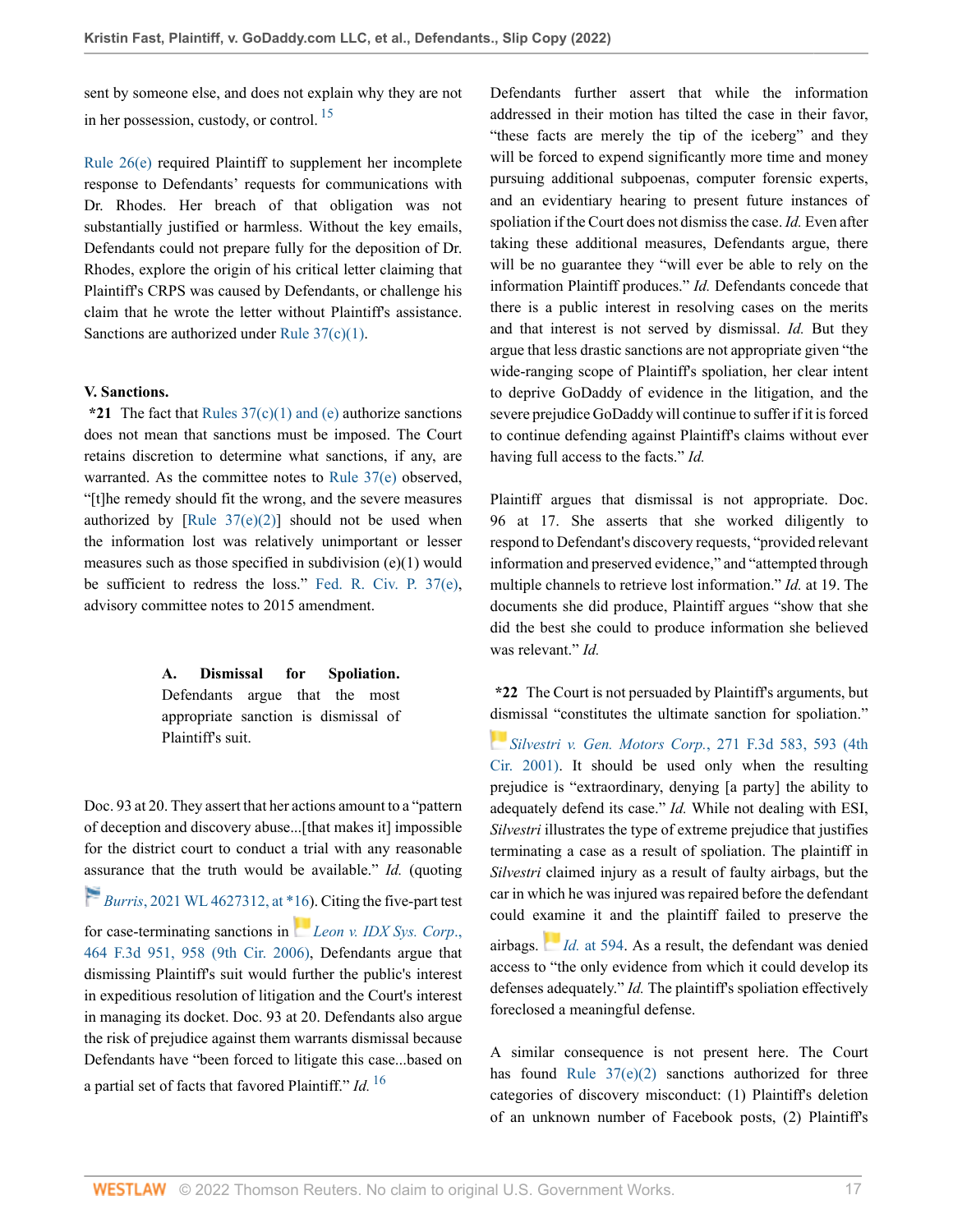sent by someone else, and does not explain why they are not in her possession, custody, or control. [15]

Rule 26(e) required Plaintiff to supplement her incomplete response to Defendants' requests for communications with Dr. Rhodes. Her breach of that obligation was not substantially justified or harmless. Without the key emails, Defendants could not prepare fully for the deposition of Dr. Rhodes, explore the origin of his critical letter claiming that Plaintiff's CRPS was caused by Defendants, or challenge his claim that he wrote the letter without Plaintiff's assistance. Sanctions are authorized under Rule 37(c)(1).

**V. Sanctions.**

**\*21** The fact that Rules 37(c)(1) and (e) authorize sanctions does not mean that sanctions must be imposed. The Court retains discretion to determine what sanctions, if any, are warranted. As the committee notes to Rule 37(e) observed, "[t]he remedy should fit the wrong, and the severe measures authorized by [Rule 37(e)(2)] should not be used when the information lost was relatively unimportant or lesser measures such as those specified in subdivision (e)(1) would be sufficient to redress the loss." Fed. R. Civ. P. 37(e), advisory committee notes to 2015 amendment.

**A. Dismissal for Spoliation.** Defendants argue that the most appropriate sanction is dismissal of Plaintiff's suit.

Doc. 93 at 20. They assert that her actions amount to a "pattern of deception and discovery abuse...[that makes it] impossible for the district court to conduct a trial with any reasonable assurance that the truth would be available." *Id.* (quoting *Burris*, 2021 WL 4627312, at \*16). Citing the five-part test for case-terminating sanctions in *Leon v. IDX Sys. Corp.*, 464 F.3d 951, 958 (9th Cir. 2006), Defendants argue that dismissing Plaintiff's suit would further the public's interest in expeditious resolution of litigation and the Court's interest in managing its docket. Doc. 93 at 20. Defendants also argue the risk of prejudice against them warrants dismissal because Defendants have "been forced to litigate this case...based on a partial set of facts that favored Plaintiff." *Id.* [16]

Defendants further assert that while the information addressed in their motion has tilted the case in their favor, "these facts are merely the tip of the iceberg" and they will be forced to expend significantly more time and money pursuing additional subpoenas, computer forensic experts, and an evidentiary hearing to present future instances of spoliation if the Court does not dismiss the case. *Id.* Even after taking these additional measures, Defendants argue, there will be no guarantee they "will ever be able to rely on the information Plaintiff produces." *Id.* Defendants concede that there is a public interest in resolving cases on the merits and that interest is not served by dismissal. *Id.* But they argue that less drastic sanctions are not appropriate given "the wide-ranging scope of Plaintiff's spoliation, her clear intent to deprive GoDaddy of evidence in the litigation, and the severe prejudice GoDaddy will continue to suffer if it is forced to continue defending against Plaintiff's claims without ever having full access to the facts." *Id.*

Plaintiff argues that dismissal is not appropriate. Doc. 96 at 17. She asserts that she worked diligently to respond to Defendant's discovery requests, "provided relevant information and preserved evidence," and "attempted through multiple channels to retrieve lost information." *Id.* at 19. The documents she did produce, Plaintiff argues "show that she did the best she could to produce information she believed was relevant." *Id.*

**\*22** The Court is not persuaded by Plaintiff's arguments, but dismissal "constitutes the ultimate sanction for spoliation." *Silvestri v. Gen. Motors Corp.*, 271 F.3d 583, 593 (4th Cir. 2001). It should be used only when the resulting prejudice is "extraordinary, denying [a party] the ability to adequately defend its case." *Id.* While not dealing with ESI, *Silvestri* illustrates the type of extreme prejudice that justifies terminating a case as a result of spoliation. The plaintiff in *Silvestri* claimed injury as a result of faulty airbags, but the car in which he was injured was repaired before the defendant could examine it and the plaintiff failed to preserve the airbags. *Id.* at 594. As a result, the defendant was denied access to "the only evidence from which it could develop its defenses adequately." *Id.* The plaintiff's spoliation effectively foreclosed a meaningful defense.

A similar consequence is not present here. The Court has found Rule 37(e)(2) sanctions authorized for three categories of discovery misconduct: (1) Plaintiff's deletion of an unknown number of Facebook posts, (2) Plaintiff's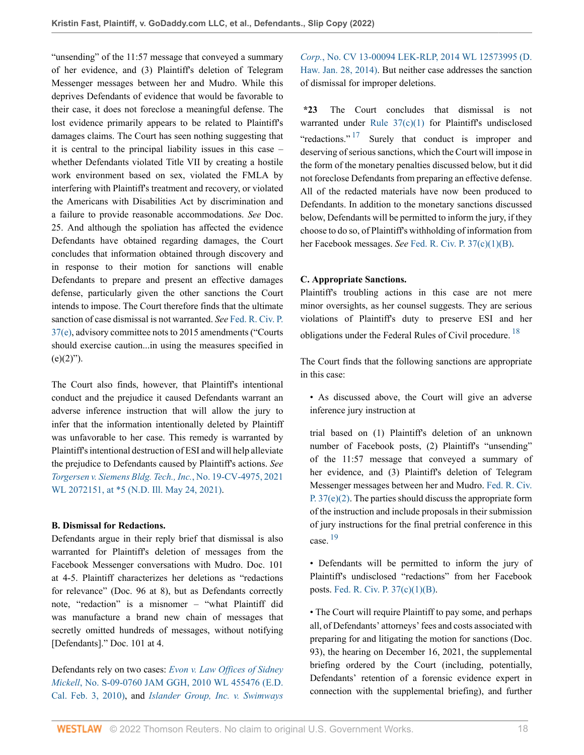"unsending" of the 11:57 message that conveyed a summary of her evidence, and (3) Plaintiff's deletion of Telegram Messenger messages between her and Mudro. While this deprives Defendants of evidence that would be favorable to their case, it does not foreclose a meaningful defense. The lost evidence primarily appears to be related to Plaintiff's damages claims. The Court has seen nothing suggesting that it is central to the principal liability issues in this case – whether Defendants violated Title VII by creating a hostile work environment based on sex, violated the FMLA by interfering with Plaintiff's treatment and recovery, or violated the Americans with Disabilities Act by discrimination and a failure to provide reasonable accommodations. *See* Doc. 25. And although the spoliation has affected the evidence Defendants have obtained regarding damages, the Court concludes that information obtained through discovery and in response to their motion for sanctions will enable Defendants to prepare and present an effective damages defense, particularly given the other sanctions the Court intends to impose. The Court therefore finds that the ultimate sanction of case dismissal is not warranted. *See* Fed. R. Civ. P. 37(e), advisory committee nots to 2015 amendments ("Courts should exercise caution...in using the measures specified in (e)(2)").

The Court also finds, however, that Plaintiff's intentional conduct and the prejudice it caused Defendants warrant an adverse inference instruction that will allow the jury to infer that the information intentionally deleted by Plaintiff was unfavorable to her case. This remedy is warranted by Plaintiff's intentional destruction of ESI and will help alleviate the prejudice to Defendants caused by Plaintiff's actions. *See Torgersen v. Siemens Bldg. Tech., Inc.*, No. 19-CV-4975, 2021 WL 2072151, at *5 (N.D. Ill. May 24, 2021).

**B. Dismissal for Redactions.**

Defendants argue in their reply brief that dismissal is also warranted for Plaintiff's deletion of messages from the Facebook Messenger conversations with Mudro. Doc. 101 at 4-5. Plaintiff characterizes her deletions as "redactions for relevance" (Doc. 96 at 8), but as Defendants correctly note, "redaction" is a misnomer – "what Plaintiff did was manufacture a brand new chain of messages that secretly omitted hundreds of messages, without notifying [Defendants]." Doc. 101 at 4.

Defendants rely on two cases: *Evon v. Law Offices of Sidney Mickell*, No. S-09-0760 JAM GGH, 2010 WL 455476 (E.D. Cal. Feb. 3, 2010), and *Islander Group, Inc. v. Swimways Corp.*, No. CV 13-00094 LEK-RLP, 2014 WL 12573995 (D. Haw. Jan. 28, 2014). But neither case addresses the sanction of dismissal for improper deletions.

**\*23** The Court concludes that dismissal is not warranted under Rule 37(c)(1) for Plaintiff's undisclosed "redactions." [17] Surely that conduct is improper and deserving of serious sanctions, which the Court will impose in the form of the monetary penalties discussed below, but it did not foreclose Defendants from preparing an effective defense. All of the redacted materials have now been produced to Defendants. In addition to the monetary sanctions discussed below, Defendants will be permitted to inform the jury, if they choose to do so, of Plaintiff's withholding of information from her Facebook messages. *See* Fed. R. Civ. P. 37(c)(1)(B).

**C. Appropriate Sanctions.**

Plaintiff's troubling actions in this case are not mere minor oversights, as her counsel suggests. They are serious violations of Plaintiff's duty to preserve ESI and her obligations under the Federal Rules of Civil procedure. [18]

The Court finds that the following sanctions are appropriate in this case:

- As discussed above, the Court will give an adverse inference jury instruction at trial based on (1) Plaintiff's deletion of an unknown number of Facebook posts, (2) Plaintiff's "unsending" of the 11:57 message that conveyed a summary of her evidence, and (3) Plaintiff's deletion of Telegram Messenger messages between her and Mudro. Fed. R. Civ. P. 37(e)(2). The parties should discuss the appropriate form of the instruction and include proposals in their submission of jury instructions for the final pretrial conference in this case. [19]

- Defendants will be permitted to inform the jury of Plaintiff's undisclosed "redactions" from her Facebook posts. Fed. R. Civ. P. 37(c)(1)(B).

- The Court will require Plaintiff to pay some, and perhaps all, of Defendants' attorneys' fees and costs associated with preparing for and litigating the motion for sanctions (Doc. 93), the hearing on December 16, 2021, the supplemental briefing ordered by the Court (including, potentially, Defendants' retention of a forensic evidence expert in connection with the supplemental briefing), and further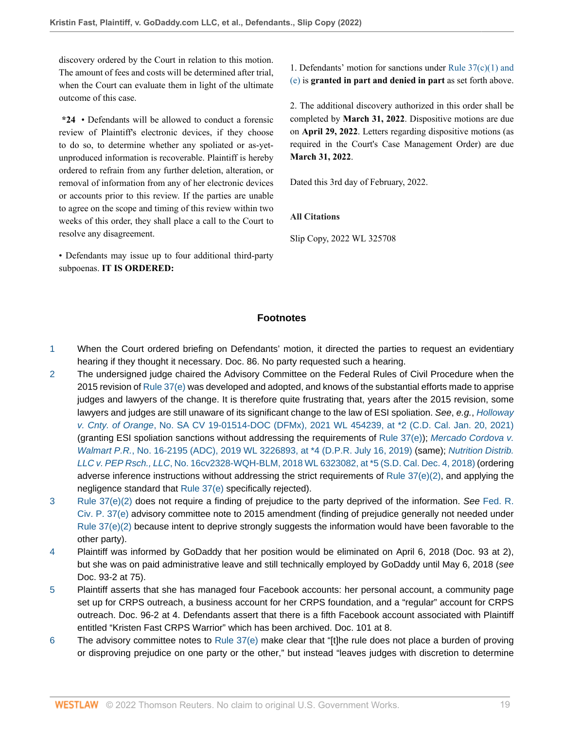discovery ordered by the Court in relation to this motion. The amount of fees and costs will be determined after trial, when the Court can evaluate them in light of the ultimate outcome of this case.

**\*24** • Defendants will be allowed to conduct a forensic review of Plaintiff's electronic devices, if they choose to do so, to determine whether any spoliated or as-yet-unproduced information is recoverable. Plaintiff is hereby ordered to refrain from any further deletion, alteration, or removal of information from any of her electronic devices or accounts prior to this review. If the parties are unable to agree on the scope and timing of this review within two weeks of this order, they shall place a call to the Court to resolve any disagreement.

• Defendants may issue up to four additional third-party subpoenas. **IT IS ORDERED:**

1. Defendants' motion for sanctions under Rule 37(c)(1) and (e) is **granted in part and denied in part** as set forth above.

2. The additional discovery authorized in this order shall be completed by **March 31, 2022**. Dispositive motions are due on **April 29, 2022**. Letters regarding dispositive motions (as required in the Court's Case Management Order) are due **March 31, 2022**.

Dated this 3rd day of February, 2022.

**All Citations**

Slip Copy, 2022 WL 325708

## Footnotes

1. When the Court ordered briefing on Defendants' motion, it directed the parties to request an evidentiary hearing if they thought it necessary. Doc. 86. No party requested such a hearing.
2. The undersigned judge chaired the Advisory Committee on the Federal Rules of Civil Procedure when the 2015 revision of Rule 37(e) was developed and adopted, and knows of the substantial efforts made to apprise judges and lawyers of the change. It is therefore quite frustrating that, years after the 2015 revision, some lawyers and judges are still unaware of its significant change to the law of ESI spoliation. *See*, *e.g.*, *Holloway v. Cnty. of Orange*, No. SA CV 19-01514-DOC (DFMx), 2021 WL 454239, at \*2 (C.D. Cal. Jan. 20, 2021) (granting ESI spoliation sanctions without addressing the requirements of Rule 37(e)); *Mercado Cordova v. Walmart P.R.*, No. 16-2195 (ADC), 2019 WL 3226893, at \*4 (D.P.R. July 16, 2019) (same); *Nutrition Distrib. LLC v. PEP Rsch., LLC*, No. 16cv2328-WQH-BLM, 2018 WL 6323082, at \*5 (S.D. Cal. Dec. 4, 2018) (ordering adverse inference instructions without addressing the strict requirements of Rule 37(e)(2), and applying the negligence standard that Rule 37(e) specifically rejected).
3. Rule 37(e)(2) does not require a finding of prejudice to the party deprived of the information. *See* Fed. R. Civ. P. 37(e) advisory committee note to 2015 amendment (finding of prejudice generally not needed under Rule 37(e)(2) because intent to deprive strongly suggests the information would have been favorable to the other party).
4. Plaintiff was informed by GoDaddy that her position would be eliminated on April 6, 2018 (Doc. 93 at 2), but she was on paid administrative leave and still technically employed by GoDaddy until May 6, 2018 (*see* Doc. 93-2 at 75).
5. Plaintiff asserts that she has managed four Facebook accounts: her personal account, a community page set up for CRPS outreach, a business account for her CRPS foundation, and a "regular" account for CRPS outreach. Doc. 96-2 at 4. Defendants assert that there is a fifth Facebook account associated with Plaintiff entitled "Kristen Fast CRPS Warrior" which has been archived. Doc. 101 at 8.
6. The advisory committee notes to Rule 37(e) make clear that "[t]he rule does not place a burden of proving or disproving prejudice on one party or the other," but instead "leaves judges with discretion to determine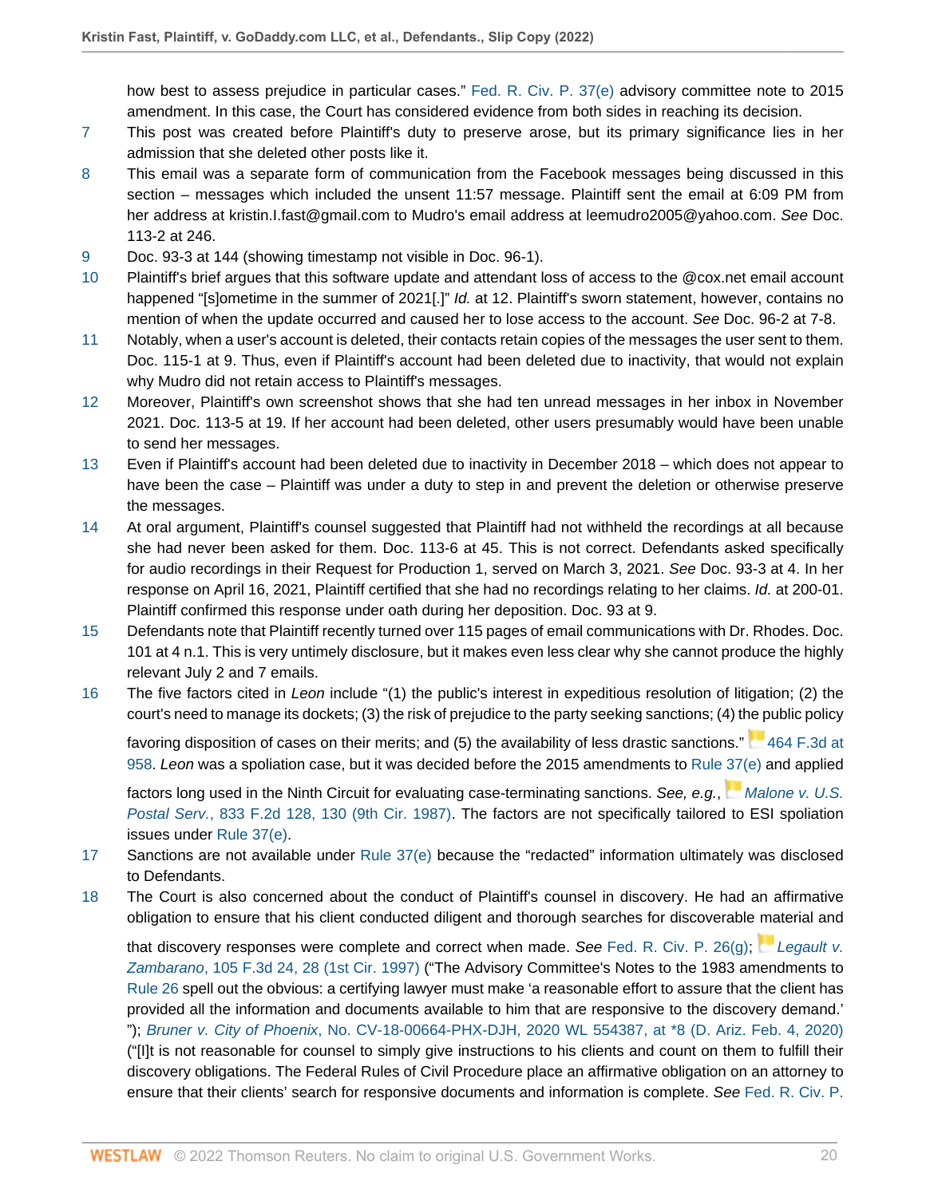how best to assess prejudice in particular cases." Fed. R. Civ. P. 37(e) advisory committee note to 2015 amendment. In this case, the Court has considered evidence from both sides in reaching its decision.

7 This post was created before Plaintiff's duty to preserve arose, but its primary significance lies in her admission that she deleted other posts like it.

8 This email was a separate form of communication from the Facebook messages being discussed in this section – messages which included the unsent 11:57 message. Plaintiff sent the email at 6:09 PM from her address at kristin.I.fast@gmail.com to Mudro's email address at leemudro2005@yahoo.com. *See* Doc. 113-2 at 246.

9 Doc. 93-3 at 144 (showing timestamp not visible in Doc. 96-1).

10 Plaintiff's brief argues that this software update and attendant loss of access to the @cox.net email account happened "[s]ometime in the summer of 2021[.]" *Id.* at 12. Plaintiff's sworn statement, however, contains no mention of when the update occurred and caused her to lose access to the account. *See* Doc. 96-2 at 7-8.

11 Notably, when a user's account is deleted, their contacts retain copies of the messages the user sent to them. Doc. 115-1 at 9. Thus, even if Plaintiff's account had been deleted due to inactivity, that would not explain why Mudro did not retain access to Plaintiff's messages.

12 Moreover, Plaintiff's own screenshot shows that she had ten unread messages in her inbox in November 2021. Doc. 113-5 at 19. If her account had been deleted, other users presumably would have been unable to send her messages.

13 Even if Plaintiff's account had been deleted due to inactivity in December 2018 – which does not appear to have been the case – Plaintiff was under a duty to step in and prevent the deletion or otherwise preserve the messages.

14 At oral argument, Plaintiff's counsel suggested that Plaintiff had not withheld the recordings at all because she had never been asked for them. Doc. 113-6 at 45. This is not correct. Defendants asked specifically for audio recordings in their Request for Production 1, served on March 3, 2021. *See* Doc. 93-3 at 4. In her response on April 16, 2021, Plaintiff certified that she had no recordings relating to her claims. *Id.* at 200-01. Plaintiff confirmed this response under oath during her deposition. Doc. 93 at 9.

15 Defendants note that Plaintiff recently turned over 115 pages of email communications with Dr. Rhodes. Doc. 101 at 4 n.1. This is very untimely disclosure, but it makes even less clear why she cannot produce the highly relevant July 2 and 7 emails.

16 The five factors cited in *Leon* include "(1) the public's interest in expeditious resolution of litigation; (2) the court's need to manage its dockets; (3) the risk of prejudice to the party seeking sanctions; (4) the public policy favoring disposition of cases on their merits; and (5) the availability of less drastic sanctions." 464 F.3d at 958. *Leon* was a spoliation case, but it was decided before the 2015 amendments to Rule 37(e) and applied factors long used in the Ninth Circuit for evaluating case-terminating sanctions. *See, e.g.*, *Malone v. U.S. Postal Serv.*, 833 F.2d 128, 130 (9th Cir. 1987). The factors are not specifically tailored to ESI spoliation issues under Rule 37(e).

17 Sanctions are not available under Rule 37(e) because the "redacted" information ultimately was disclosed to Defendants.

18 The Court is also concerned about the conduct of Plaintiff's counsel in discovery. He had an affirmative obligation to ensure that his client conducted diligent and thorough searches for discoverable material and that discovery responses were complete and correct when made. *See* Fed. R. Civ. P. 26(g); *Legault v. Zambarano*, 105 F.3d 24, 28 (1st Cir. 1997) ("The Advisory Committee's Notes to the 1983 amendments to Rule 26 spell out the obvious: a certifying lawyer must make 'a reasonable effort to assure that the client has provided all the information and documents available to him that are responsive to the discovery demand.' "); *Bruner v. City of Phoenix*, No. CV-18-00664-PHX-DJH, 2020 WL 554387, at *8 (D. Ariz. Feb. 4, 2020) ("[I]t is not reasonable for counsel to simply give instructions to his clients and count on them to fulfill their discovery obligations. The Federal Rules of Civil Procedure place an affirmative obligation on an attorney to ensure that their clients' search for responsive documents and information is complete. *See* Fed. R. Civ. P.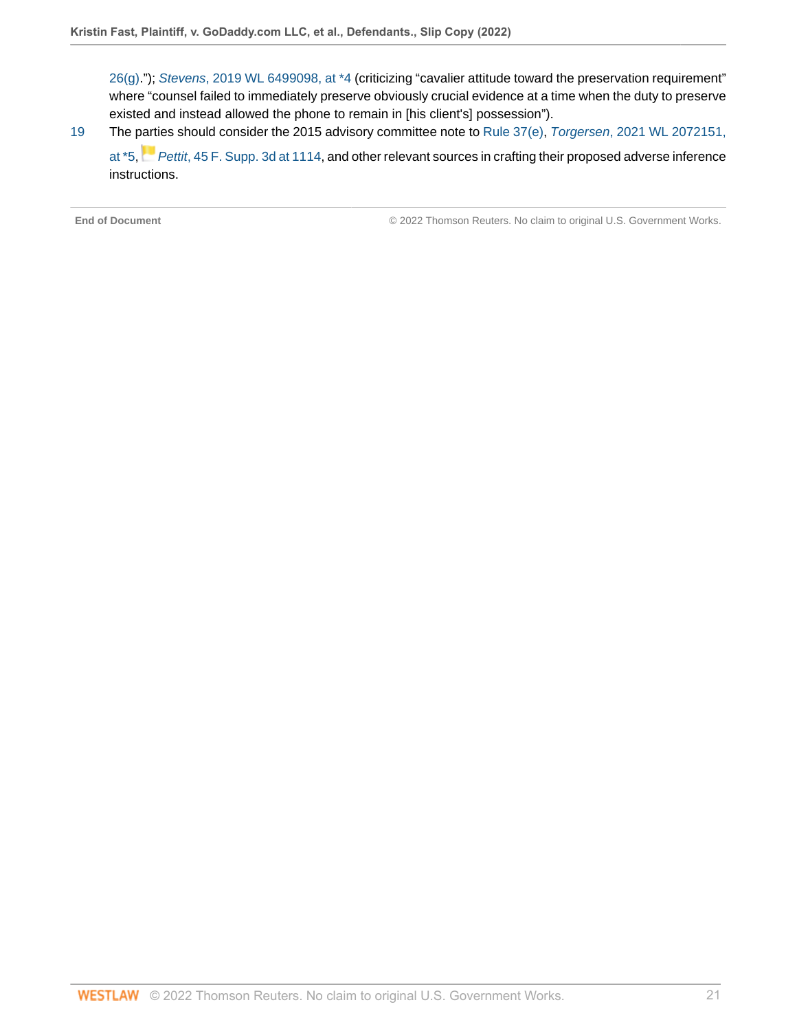26(g)."); *Stevens*, 2019 WL 6499098, at *4 (criticizing "cavalier attitude toward the preservation requirement" where "counsel failed to immediately preserve obviously crucial evidence at a time when the duty to preserve existed and instead allowed the phone to remain in [his client's] possession").

19 The parties should consider the 2015 advisory committee note to Rule 37(e), *Torgersen*, 2021 WL 2072151, at *5, *Pettit*, 45 F. Supp. 3d at 1114, and other relevant sources in crafting their proposed adverse inference instructions.

**End of Document** © 2022 Thomson Reuters. No claim to original U.S. Government Works.